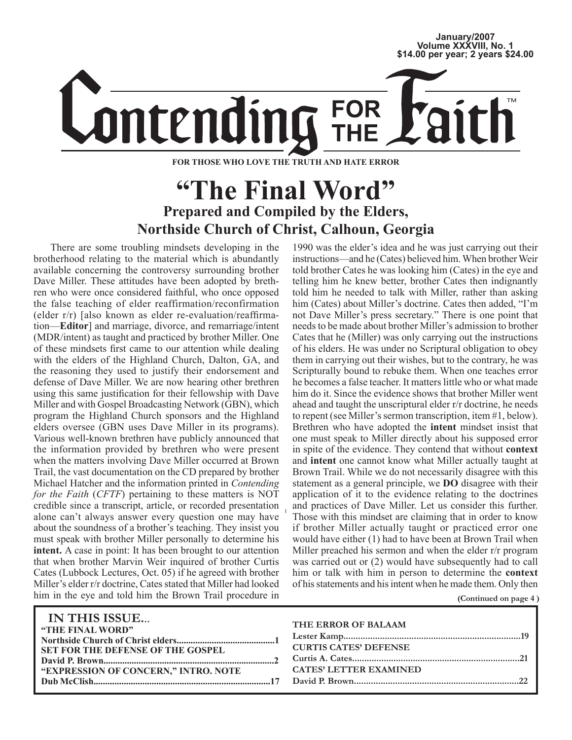January/2007
Volume XXXVIII, No. 1
$14.00 per year; 2 years $24.00

# Contending FOR THE Faith™

**FOR THOSE WHO LOVE THE TRUTH AND HATE ERROR**

# "The Final Word"

## Prepared and Compiled by the Elders, Northside Church of Christ, Calhoun, Georgia

There are some troubling mindsets developing in the brotherhood relating to the material which is abundantly available concerning the controversy surrounding brother Dave Miller. These attitudes have been adopted by brethren who were once considered faithful, who once opposed the false teaching of elder reaffirmation/reconfirmation (elder r/r) [also known as elder re-evaluation/reaffirmation—**Editor**] and marriage, divorce, and remarriage/intent (MDR/intent) as taught and practiced by brother Miller. One of these mindsets first came to our attention while dealing with the elders of the Highland Church, Dalton, GA, and the reasoning they used to justify their endorsement and defense of Dave Miller. We are now hearing other brethren using this same justification for their fellowship with Dave Miller and with Gospel Broadcasting Network (GBN), which program the Highland Church sponsors and the Highland elders oversee (GBN uses Dave Miller in its programs). Various well-known brethren have publicly announced that the information provided by brethren who were present when the matters involving Dave Miller occurred at Brown Trail, the vast documentation on the CD prepared by brother Michael Hatcher and the information printed in *Contending for the Faith* (*CFTF*) pertaining to these matters is NOT credible since a transcript, article, or recorded presentation alone can't always answer every question one may have about the soundness of a brother's teaching. They insist you must speak with brother Miller personally to determine his **intent.** A case in point: It has been brought to our attention that when brother Marvin Weir inquired of brother Curtis Cates (Lubbock Lectures, Oct. 05) if he agreed with brother Miller's elder r/r doctrine, Cates stated that Miller had looked him in the eye and told him the Brown Trail procedure in 1990 was the elder's idea and he was just carrying out their instructions—and he (Cates) believed him. When brother Weir told brother Cates he was looking him (Cates) in the eye and telling him he knew better, brother Cates then indignantly told him he needed to talk with Miller, rather than asking him (Cates) about Miller's doctrine. Cates then added, "I'm not Dave Miller's press secretary." There is one point that needs to be made about brother Miller's admission to brother Cates that he (Miller) was only carrying out the instructions of his elders. He was under no Scriptural obligation to obey them in carrying out their wishes, but to the contrary, he was Scripturally bound to rebuke them. When one teaches error he becomes a false teacher. It matters little who or what made him do it. Since the evidence shows that brother Miller went ahead and taught the unscriptural elder r/r doctrine, he needs to repent (see Miller's sermon transcription, item #1, below). Brethren who have adopted the **intent** mindset insist that one must speak to Miller directly about his supposed error in spite of the evidence. They contend that without **context** and **intent** one cannot know what Miller actually taught at Brown Trail. While we do not necessarily disagree with this statement as a general principle, we **DO** disagree with their application of it to the evidence relating to the doctrines and practices of Dave Miller. Let us consider this further. Those with this mindset are claiming that in order to know if brother Miller actually taught or practiced error one would have either (1) had to have been at Brown Trail when Miller preached his sermon and when the elder r/r program was carried out or (2) would have subsequently had to call him or talk with him in person to determine the **context** of his statements and his intent when he made them. Only then

**(Continued on page 4 )**

**IN THIS ISSUE...**

- **"THE FINAL WORD"** — **Northside Church of Christ elders** ... **1**
- **SET FOR THE DEFENSE OF THE GOSPEL** — **David P. Brown** ... **2**
- **"EXPRESSION OF CONCERN," INTRO. NOTE** — **Dub McClish** ... **17**
- **THE ERROR OF BALAAM** — **Lester Kamp** ... **19**
- **CURTIS CATES' DEFENSE** — **Curtis A. Cates** ... **21**
- **CATES' LETTER EXAMINED** — **David P. Brown** ... **22**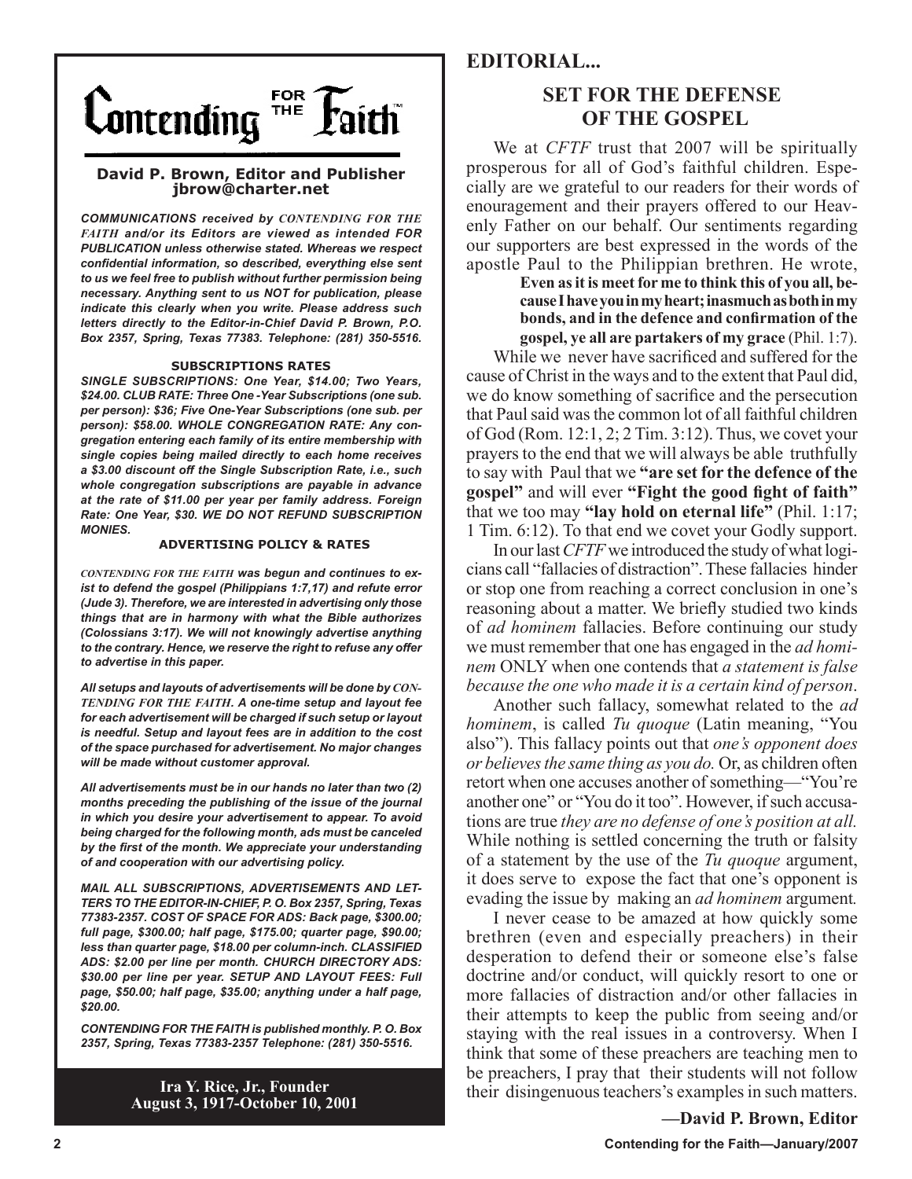# Contending FOR THE Faith™

**David P. Brown, Editor and Publisher**
**jbrow@charter.net**

***COMMUNICATIONS received by CONTENDING FOR THE FAITH and/or its Editors are viewed as intended FOR PUBLICATION unless otherwise stated. Whereas we respect confidential information, so described, everything else sent to us we feel free to publish without further permission being necessary. Anything sent to us NOT for publication, please indicate this clearly when you write. Please address such letters directly to the Editor-in-Chief David P. Brown, P.O. Box 2357, Spring, Texas 77383. Telephone: (281) 350-5516.***

**SUBSCRIPTIONS RATES**

***SINGLE SUBSCRIPTIONS: One Year, $14.00; Two Years, $24.00. CLUB RATE: Three One -Year Subscriptions (one sub. per person): $36; Five One-Year Subscriptions (one sub. per person): $58.00. WHOLE CONGREGATION RATE: Any congregation entering each family of its entire membership with single copies being mailed directly to each home receives a $3.00 discount off the Single Subscription Rate, i.e., such whole congregation subscriptions are payable in advance at the rate of $11.00 per year per family address. Foreign Rate: One Year, $30. WE DO NOT REFUND SUBSCRIPTION MONIES.***

**ADVERTISING POLICY & RATES**

***CONTENDING FOR THE FAITH was begun and continues to exist to defend the gospel (Philippians 1:7,17) and refute error (Jude 3). Therefore, we are interested in advertising only those things that are in harmony with what the Bible authorizes (Colossians 3:17). We will not knowingly advertise anything to the contrary. Hence, we reserve the right to refuse any offer to advertise in this paper.***

***All setups and layouts of advertisements will be done by CONTENDING FOR THE FAITH. A one-time setup and layout fee for each advertisement will be charged if such setup or layout is needful. Setup and layout fees are in addition to the cost of the space purchased for advertisement. No major changes will be made without customer approval.***

***All advertisements must be in our hands no later than two (2) months preceding the publishing of the issue of the journal in which you desire your advertisement to appear. To avoid being charged for the following month, ads must be canceled by the first of the month. We appreciate your understanding of and cooperation with our advertising policy.***

***MAIL ALL SUBSCRIPTIONS, ADVERTISEMENTS AND LETTERS TO THE EDITOR-IN-CHIEF, P. O. Box 2357, Spring, Texas 77383-2357. COST OF SPACE FOR ADS: Back page, $300.00; full page, $300.00; half page, $175.00; quarter page, $90.00; less than quarter page, $18.00 per column-inch. CLASSIFIED ADS: $2.00 per line per month. CHURCH DIRECTORY ADS: $30.00 per line per year. SETUP AND LAYOUT FEES: Full page, $50.00; half page, $35.00; anything under a half page, $20.00.***

***CONTENDING FOR THE FAITH is published monthly. P. O. Box 2357, Spring, Texas 77383-2357 Telephone: (281) 350-5516.***

**Ira Y. Rice, Jr., Founder**
**August 3, 1917-October 10, 2001**

## EDITORIAL...

## SET FOR THE DEFENSE OF THE GOSPEL

We at *CFTF* trust that 2007 will be spiritually prosperous for all of God's faithful children. Especially are we grateful to our readers for their words of enouragement and their prayers offered to our Heavenly Father on our behalf. Our sentiments regarding our supporters are best expressed in the words of the apostle Paul to the Philippian brethren. He wrote,

> **Even as it is meet for me to think this of you all, because I have you in my heart; inasmuch as both in my bonds, and in the defence and confirmation of the gospel, ye all are partakers of my grace** (Phil. 1:7).

While we never have sacrificed and suffered for the cause of Christ in the ways and to the extent that Paul did, we do know something of sacrifice and the persecution that Paul said was the common lot of all faithful children of God (Rom. 12:1, 2; 2 Tim. 3:12). Thus, we covet your prayers to the end that we will always be able truthfully to say with Paul that we **"are set for the defence of the gospel"** and will ever **"Fight the good fight of faith"** that we too may **"lay hold on eternal life"** (Phil. 1:17; 1 Tim. 6:12). To that end we covet your Godly support.

In our last *CFTF* we introduced the study of what logicians call "fallacies of distraction". These fallacies hinder or stop one from reaching a correct conclusion in one's reasoning about a matter. We briefly studied two kinds of *ad hominem* fallacies. Before continuing our study we must remember that one has engaged in the *ad hominem* ONLY when one contends that *a statement is false because the one who made it is a certain kind of person*.

Another such fallacy, somewhat related to the *ad hominem*, is called *Tu quoque* (Latin meaning, "You also"). This fallacy points out that *one's opponent does or believes the same thing as you do.* Or, as children often retort when one accuses another of something—"You're another one" or "You do it too". However, if such accusations are true *they are no defense of one's position at all.* While nothing is settled concerning the truth or falsity of a statement by the use of the *Tu quoque* argument, it does serve to expose the fact that one's opponent is evading the issue by making an *ad hominem* argument*.*

I never cease to be amazed at how quickly some brethren (even and especially preachers) in their desperation to defend their or someone else's false doctrine and/or conduct, will quickly resort to one or more fallacies of distraction and/or other fallacies in their attempts to keep the public from seeing and/or staying with the real issues in a controversy. When I think that some of these preachers are teaching men to be preachers, I pray that their students will not follow their disingenuous teachers's examples in such matters.

**—David P. Brown, Editor**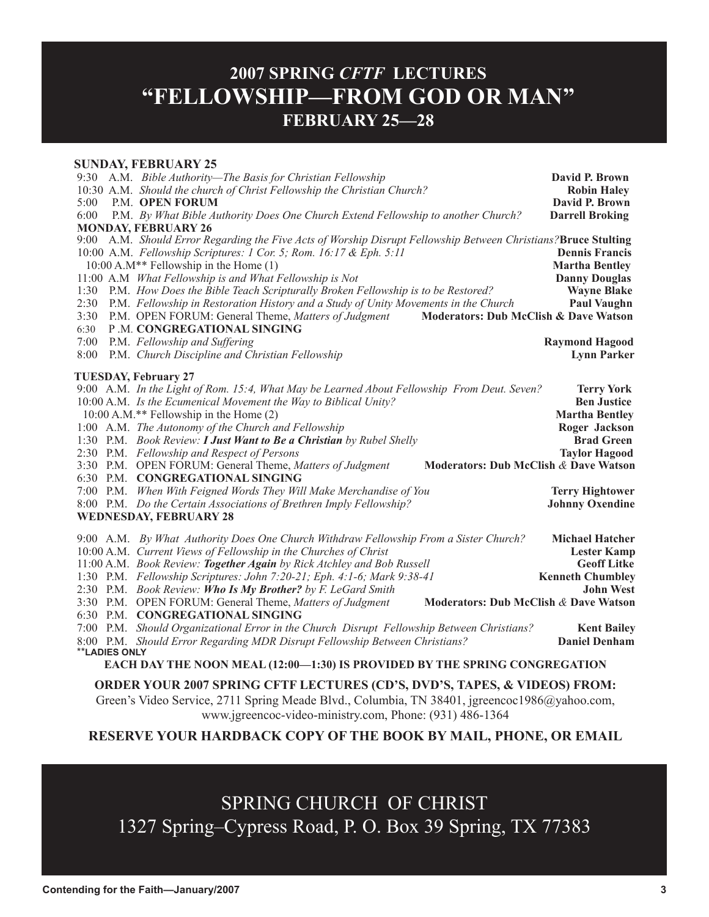# 2007 SPRING *CFTF* LECTURES
# "FELLOWSHIP—FROM GOD OR MAN"
## FEBRUARY 25—28

**SUNDAY, FEBRUARY 25**

9:30 A.M. *Bible Authority—The Basis for Christian Fellowship* **David P. Brown**
10:30 A.M. *Should the church of Christ Fellowship the Christian Church?* **Robin Haley**
5:00 P.M. **OPEN FORUM** **David P. Brown**
6:00 P.M. *By What Bible Authority Does One Church Extend Fellowship to another Church?* **Darrell Broking**

**MONDAY, FEBRUARY 26**

9:00 A.M. *Should Error Regarding the Five Acts of Worship Disrupt Fellowship Between Christians?* **Bruce Stulting**
10:00 A.M. *Fellowship Scriptures: 1 Cor. 5; Rom. 16:17 & Eph. 5:11* **Dennis Francis**
10:00 A.M** Fellowship in the Home (1) **Martha Bentley**
11:00 A.M *What Fellowship is and What Fellowship is Not* **Danny Douglas**
1:30 P.M. *How Does the Bible Teach Scripturally Broken Fellowship is to be Restored?* **Wayne Blake**
2:30 P.M. *Fellowship in Restoration History and a Study of Unity Movements in the Church* **Paul Vaughn**
3:30 P.M. OPEN FORUM: General Theme, *Matters of Judgment* **Moderators: Dub McClish & Dave Watson**
6:30 P .M. **CONGREGATIONAL SINGING**
7:00 P.M. *Fellowship and Suffering* **Raymond Hagood**
8:00 P.M. *Church Discipline and Christian Fellowship* **Lynn Parker**

**TUESDAY, February 27**

9:00 A.M. *In the Light of Rom. 15:4, What May be Learned About Fellowship From Deut. Seven?* **Terry York**
10:00 A.M. *Is the Ecumenical Movement the Way to Biblical Unity?* **Ben Justice**
10:00 A.M.** Fellowship in the Home (2) **Martha Bentley**
1:00 A.M. *The Autonomy of the Church and Fellowship* **Roger Jackson**
1:30 P.M. *Book Review:* ***I Just Want to Be a Christian*** *by Rubel Shelly* **Brad Green**
2:30 P.M. *Fellowship and Respect of Persons* **Taylor Hagood**
3:30 P.M. OPEN FORUM: General Theme, *Matters of Judgment* **Moderators: Dub McClish & Dave Watson**
6:30 P.M. **CONGREGATIONAL SINGING**
7:00 P.M. *When With Feigned Words They Will Make Merchandise of You* **Terry Hightower**
8:00 P.M. *Do the Certain Associations of Brethren Imply Fellowship?* **Johnny Oxendine**

**WEDNESDAY, FEBRUARY 28**

9:00 A.M. *By What Authority Does One Church Withdraw Fellowship From a Sister Church?* **Michael Hatcher**
10:00 A.M. *Current Views of Fellowship in the Churches of Christ* **Lester Kamp**
11:00 A.M. *Book Review:* ***Together Again*** *by Rick Atchley and Bob Russell* **Geoff Litke**
1:30 P.M. *Fellowship Scriptures: John 7:20-21; Eph. 4:1-6; Mark 9:38-41* **Kenneth Chumbley**
2:30 P.M. *Book Review:* ***Who Is My Brother?*** *by F. LeGard Smith* **John West**
3:30 P.M. OPEN FORUM: General Theme, *Matters of Judgment* **Moderators: Dub McClish & Dave Watson**
6:30 P.M. **CONGREGATIONAL SINGING**
7:00 P.M. *Should Organizational Error in the Church Disrupt Fellowship Between Christians?* **Kent Bailey**
8:00 P.M. *Should Error Regarding MDR Disrupt Fellowship Between Christians?* **Daniel Denham**

****LADIES ONLY**

**EACH DAY THE NOON MEAL (12:00—1:30) IS PROVIDED BY THE SPRING CONGREGATION**

**ORDER YOUR 2007 SPRING CFTF LECTURES (CD'S, DVD'S, TAPES, & VIDEOS) FROM:**
Green's Video Service, 2711 Spring Meade Blvd., Columbia, TN 38401, jgreencoc1986@yahoo.com, www.jgreencoc-video-ministry.com, Phone: (931) 486-1364

**RESERVE YOUR HARDBACK COPY OF THE BOOK BY MAIL, PHONE, OR EMAIL**

SPRING CHURCH OF CHRIST
1327 Spring–Cypress Road, P. O. Box 39 Spring, TX 77383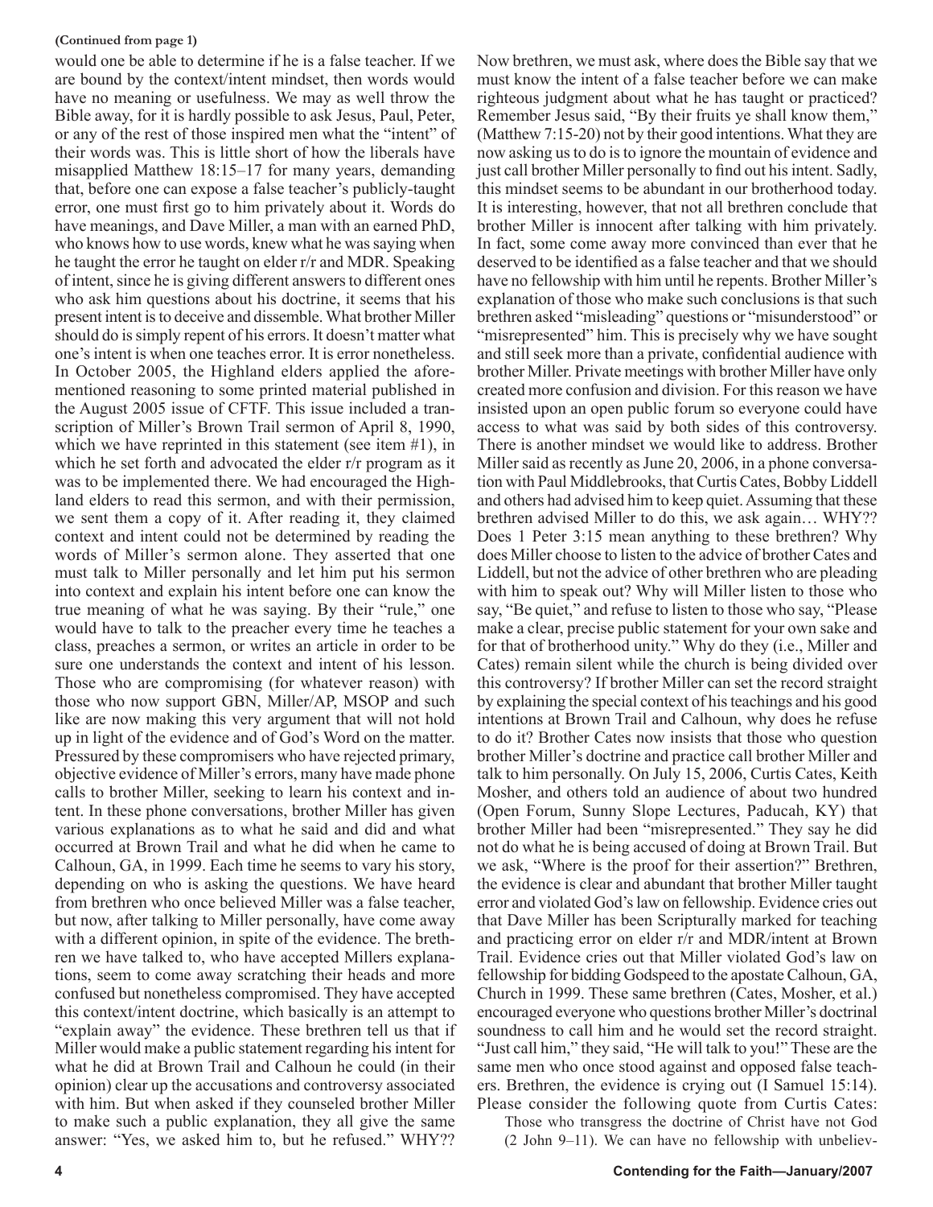**(Continued from page 1)**

would one be able to determine if he is a false teacher. If we are bound by the context/intent mindset, then words would have no meaning or usefulness. We may as well throw the Bible away, for it is hardly possible to ask Jesus, Paul, Peter, or any of the rest of those inspired men what the "intent" of their words was. This is little short of how the liberals have misapplied Matthew 18:15–17 for many years, demanding that, before one can expose a false teacher's publicly-taught error, one must first go to him privately about it. Words do have meanings, and Dave Miller, a man with an earned PhD, who knows how to use words, knew what he was saying when he taught the error he taught on elder r/r and MDR. Speaking of intent, since he is giving different answers to different ones who ask him questions about his doctrine, it seems that his present intent is to deceive and dissemble. What brother Miller should do is simply repent of his errors. It doesn't matter what one's intent is when one teaches error. It is error nonetheless. In October 2005, the Highland elders applied the aforementioned reasoning to some printed material published in the August 2005 issue of CFTF. This issue included a transcription of Miller's Brown Trail sermon of April 8, 1990, which we have reprinted in this statement (see item #1), in which he set forth and advocated the elder r/r program as it was to be implemented there. We had encouraged the Highland elders to read this sermon, and with their permission, we sent them a copy of it. After reading it, they claimed context and intent could not be determined by reading the words of Miller's sermon alone. They asserted that one must talk to Miller personally and let him put his sermon into context and explain his intent before one can know the true meaning of what he was saying. By their "rule," one would have to talk to the preacher every time he teaches a class, preaches a sermon, or writes an article in order to be sure one understands the context and intent of his lesson. Those who are compromising (for whatever reason) with those who now support GBN, Miller/AP, MSOP and such like are now making this very argument that will not hold up in light of the evidence and of God's Word on the matter. Pressured by these compromisers who have rejected primary, objective evidence of Miller's errors, many have made phone calls to brother Miller, seeking to learn his context and intent. In these phone conversations, brother Miller has given various explanations as to what he said and did and what occurred at Brown Trail and what he did when he came to Calhoun, GA, in 1999. Each time he seems to vary his story, depending on who is asking the questions. We have heard from brethren who once believed Miller was a false teacher, but now, after talking to Miller personally, have come away with a different opinion, in spite of the evidence. The brethren we have talked to, who have accepted Millers explanations, seem to come away scratching their heads and more confused but nonetheless compromised. They have accepted this context/intent doctrine, which basically is an attempt to "explain away" the evidence. These brethren tell us that if Miller would make a public statement regarding his intent for what he did at Brown Trail and Calhoun he could (in their opinion) clear up the accusations and controversy associated with him. But when asked if they counseled brother Miller to make such a public explanation, they all give the same answer: "Yes, we asked him to, but he refused." WHY??

Now brethren, we must ask, where does the Bible say that we must know the intent of a false teacher before we can make righteous judgment about what he has taught or practiced? Remember Jesus said, "By their fruits ye shall know them," (Matthew 7:15-20) not by their good intentions. What they are now asking us to do is to ignore the mountain of evidence and just call brother Miller personally to find out his intent. Sadly, this mindset seems to be abundant in our brotherhood today. It is interesting, however, that not all brethren conclude that brother Miller is innocent after talking with him privately. In fact, some come away more convinced than ever that he deserved to be identified as a false teacher and that we should have no fellowship with him until he repents. Brother Miller's explanation of those who make such conclusions is that such brethren asked "misleading" questions or "misunderstood" or "misrepresented" him. This is precisely why we have sought and still seek more than a private, confidential audience with brother Miller. Private meetings with brother Miller have only created more confusion and division. For this reason we have insisted upon an open public forum so everyone could have access to what was said by both sides of this controversy. There is another mindset we would like to address. Brother Miller said as recently as June 20, 2006, in a phone conversation with Paul Middlebrooks, that Curtis Cates, Bobby Liddell and others had advised him to keep quiet. Assuming that these brethren advised Miller to do this, we ask again… WHY?? Does 1 Peter 3:15 mean anything to these brethren? Why does Miller choose to listen to the advice of brother Cates and Liddell, but not the advice of other brethren who are pleading with him to speak out? Why will Miller listen to those who say, "Be quiet," and refuse to listen to those who say, "Please make a clear, precise public statement for your own sake and for that of brotherhood unity." Why do they (i.e., Miller and Cates) remain silent while the church is being divided over this controversy? If brother Miller can set the record straight by explaining the special context of his teachings and his good intentions at Brown Trail and Calhoun, why does he refuse to do it? Brother Cates now insists that those who question brother Miller's doctrine and practice call brother Miller and talk to him personally. On July 15, 2006, Curtis Cates, Keith Mosher, and others told an audience of about two hundred (Open Forum, Sunny Slope Lectures, Paducah, KY) that brother Miller had been "misrepresented." They say he did not do what he is being accused of doing at Brown Trail. But we ask, "Where is the proof for their assertion?" Brethren, the evidence is clear and abundant that brother Miller taught error and violated God's law on fellowship. Evidence cries out that Dave Miller has been Scripturally marked for teaching and practicing error on elder r/r and MDR/intent at Brown Trail. Evidence cries out that Miller violated God's law on fellowship for bidding Godspeed to the apostate Calhoun, GA, Church in 1999. These same brethren (Cates, Mosher, et al.) encouraged everyone who questions brother Miller's doctrinal soundness to call him and he would set the record straight. "Just call him," they said, "He will talk to you!" These are the same men who once stood against and opposed false teachers. Brethren, the evidence is crying out (I Samuel 15:14). Please consider the following quote from Curtis Cates:

> Those who transgress the doctrine of Christ have not God (2 John 9–11). We can have no fellowship with unbeliev-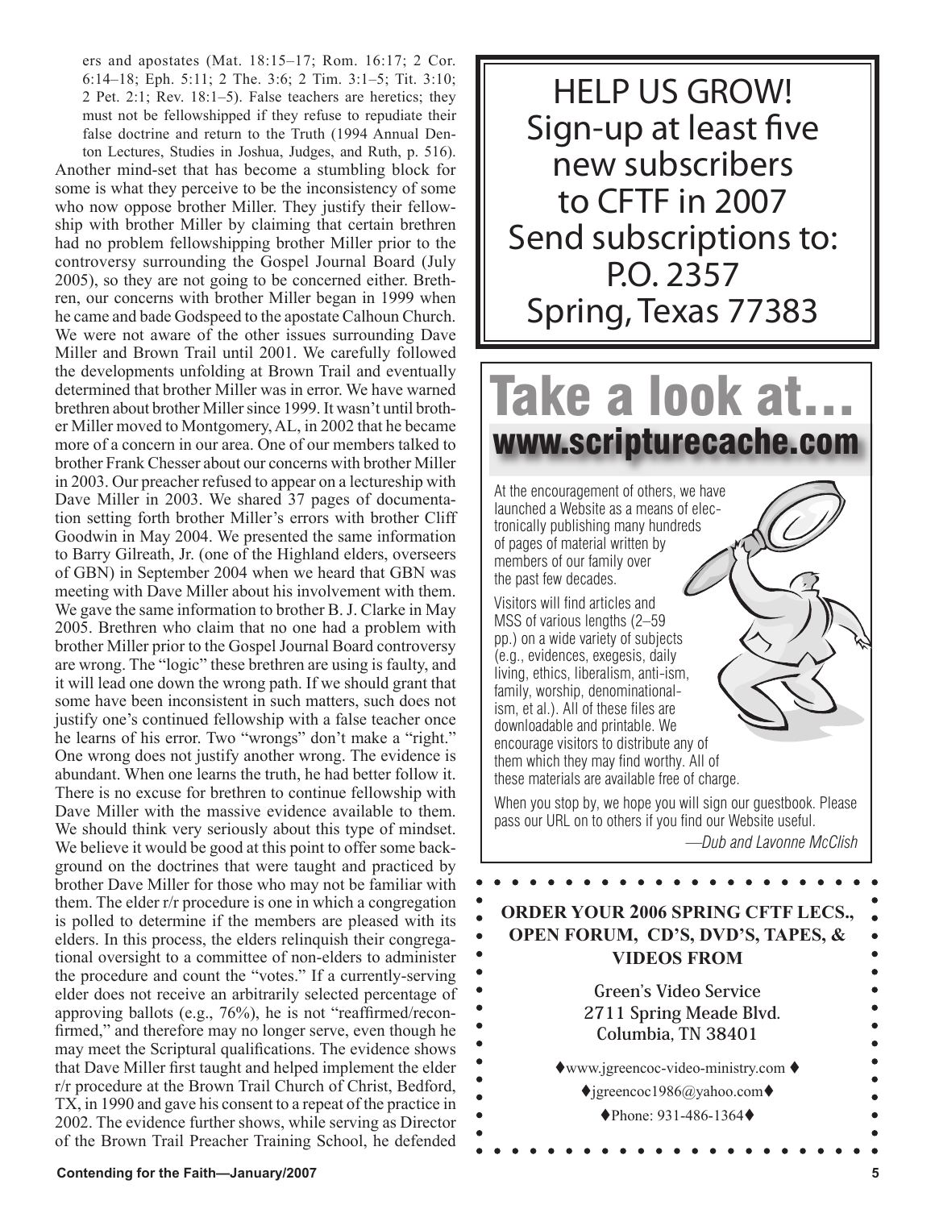ers and apostates (Mat. 18:15–17; Rom. 16:17; 2 Cor. 6:14–18; Eph. 5:11; 2 The. 3:6; 2 Tim. 3:1–5; Tit. 3:10; 2 Pet. 2:1; Rev. 18:1–5). False teachers are heretics; they must not be fellowshipped if they refuse to repudiate their false doctrine and return to the Truth (1994 Annual Denton Lectures, Studies in Joshua, Judges, and Ruth, p. 516).

Another mind-set that has become a stumbling block for some is what they perceive to be the inconsistency of some who now oppose brother Miller. They justify their fellowship with brother Miller by claiming that certain brethren had no problem fellowshipping brother Miller prior to the controversy surrounding the Gospel Journal Board (July 2005), so they are not going to be concerned either. Brethren, our concerns with brother Miller began in 1999 when he came and bade Godspeed to the apostate Calhoun Church. We were not aware of the other issues surrounding Dave Miller and Brown Trail until 2001. We carefully followed the developments unfolding at Brown Trail and eventually determined that brother Miller was in error. We have warned brethren about brother Miller since 1999. It wasn't until brother Miller moved to Montgomery, AL, in 2002 that he became more of a concern in our area. One of our members talked to brother Frank Chesser about our concerns with brother Miller in 2003. Our preacher refused to appear on a lectureship with Dave Miller in 2003. We shared 37 pages of documentation setting forth brother Miller's errors with brother Cliff Goodwin in May 2004. We presented the same information to Barry Gilreath, Jr. (one of the Highland elders, overseers of GBN) in September 2004 when we heard that GBN was meeting with Dave Miller about his involvement with them. We gave the same information to brother B. J. Clarke in May 2005. Brethren who claim that no one had a problem with brother Miller prior to the Gospel Journal Board controversy are wrong. The "logic" these brethren are using is faulty, and it will lead one down the wrong path. If we should grant that some have been inconsistent in such matters, such does not justify one's continued fellowship with a false teacher once he learns of his error. Two "wrongs" don't make a "right." One wrong does not justify another wrong. The evidence is abundant. When one learns the truth, he had better follow it. There is no excuse for brethren to continue fellowship with Dave Miller with the massive evidence available to them. We should think very seriously about this type of mindset.

We believe it would be good at this point to offer some background on the doctrines that were taught and practiced by brother Dave Miller for those who may not be familiar with them. The elder r/r procedure is one in which a congregation is polled to determine if the members are pleased with its elders. In this process, the elders relinquish their congregational oversight to a committee of non-elders to administer the procedure and count the "votes." If a currently-serving elder does not receive an arbitrarily selected percentage of approving ballots (e.g., 76%), he is not "reaffirmed/reconfirmed," and therefore may no longer serve, even though he may meet the Scriptural qualifications. The evidence shows that Dave Miller first taught and helped implement the elder r/r procedure at the Brown Trail Church of Christ, Bedford, TX, in 1990 and gave his consent to a repeat of the practice in 2002. The evidence further shows, while serving as Director of the Brown Trail Preacher Training School, he defended

---

HELP US GROW!
Sign-up at least five new subscribers to CFTF in 2007
Send subscriptions to:
P.O. 2357
Spring, Texas 77383

---

# Take a look at…
## www.scripturecache.com

At the encouragement of others, we have launched a Website as a means of electronically publishing many hundreds of pages of material written by members of our family over the past few decades.

Visitors will find articles and MSS of various lengths (2–59 pp.) on a wide variety of subjects (e.g., evidences, exegesis, daily living, ethics, liberalism, anti-ism, family, worship, denominationalism, et al.). All of these files are downloadable and printable. We encourage visitors to distribute any of them which they may find worthy. All of these materials are available free of charge.

When you stop by, we hope you will sign our guestbook. Please pass our URL on to others if you find our Website useful.

*—Dub and Lavonne McClish*

---

**ORDER YOUR 2006 SPRING CFTF LECS., OPEN FORUM, CD'S, DVD'S, TAPES, & VIDEOS FROM**

Green's Video Service
2711 Spring Meade Blvd.
Columbia, TN 38401

♦www.jgreencoc-video-ministry.com ♦
♦jgreencoc1986@yahoo.com♦
♦Phone: 931-486-1364♦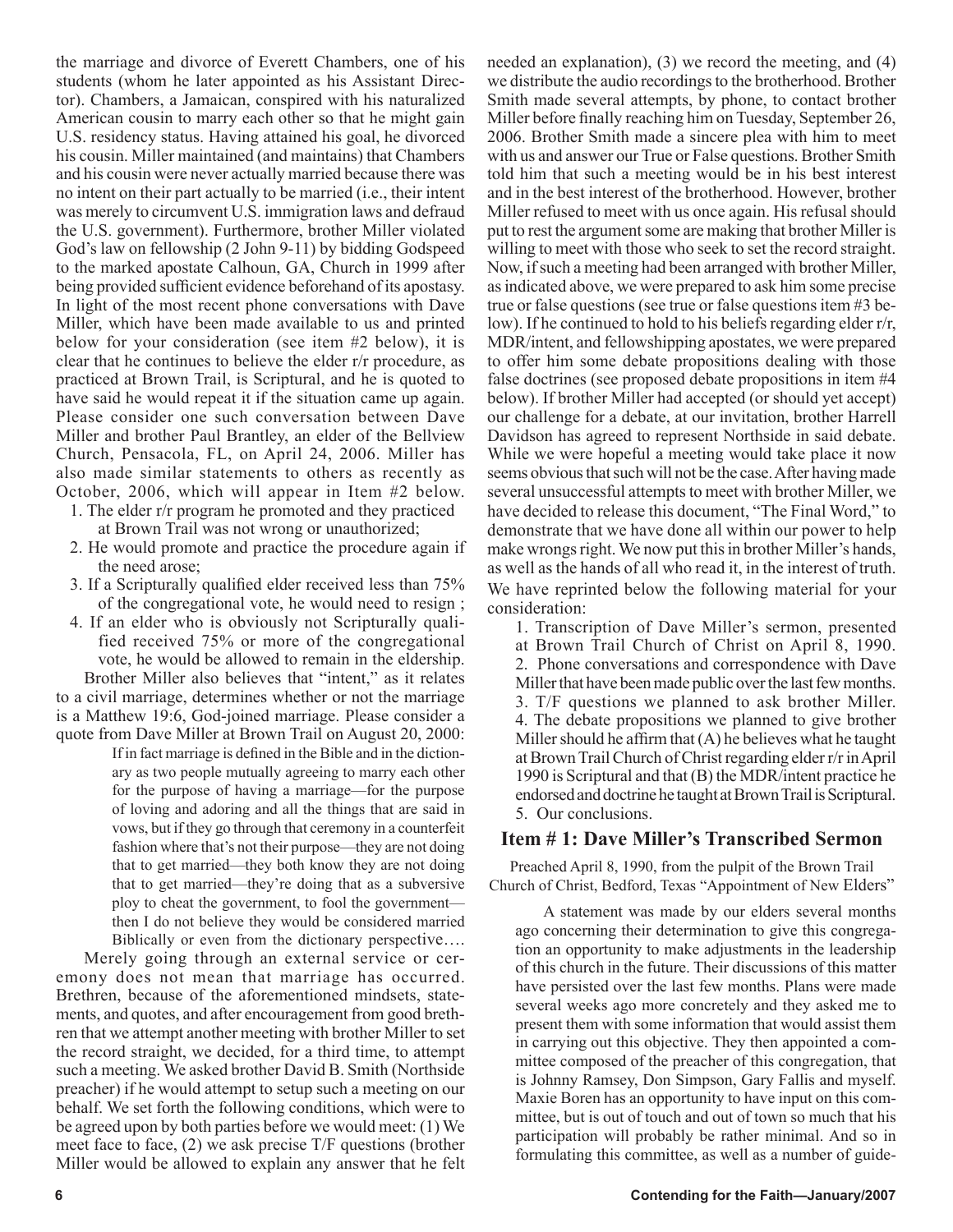the marriage and divorce of Everett Chambers, one of his students (whom he later appointed as his Assistant Director). Chambers, a Jamaican, conspired with his naturalized American cousin to marry each other so that he might gain U.S. residency status. Having attained his goal, he divorced his cousin. Miller maintained (and maintains) that Chambers and his cousin were never actually married because there was no intent on their part actually to be married (i.e., their intent was merely to circumvent U.S. immigration laws and defraud the U.S. government). Furthermore, brother Miller violated God's law on fellowship (2 John 9-11) by bidding Godspeed to the marked apostate Calhoun, GA, Church in 1999 after being provided sufficient evidence beforehand of its apostasy. In light of the most recent phone conversations with Dave Miller, which have been made available to us and printed below for your consideration (see item #2 below), it is clear that he continues to believe the elder r/r procedure, as practiced at Brown Trail, is Scriptural, and he is quoted to have said he would repeat it if the situation came up again. Please consider one such conversation between Dave Miller and brother Paul Brantley, an elder of the Bellview Church, Pensacola, FL, on April 24, 2006. Miller has also made similar statements to others as recently as October, 2006, which will appear in Item #2 below.

1. The elder r/r program he promoted and they practiced at Brown Trail was not wrong or unauthorized;
2. He would promote and practice the procedure again if the need arose;
3. If a Scripturally qualified elder received less than 75% of the congregational vote, he would need to resign ;
4. If an elder who is obviously not Scripturally qualified received 75% or more of the congregational vote, he would be allowed to remain in the eldership.

Brother Miller also believes that "intent," as it relates to a civil marriage, determines whether or not the marriage is a Matthew 19:6, God-joined marriage. Please consider a quote from Dave Miller at Brown Trail on August 20, 2000:

> If in fact marriage is defined in the Bible and in the dictionary as two people mutually agreeing to marry each other for the purpose of having a marriage—for the purpose of loving and adoring and all the things that are said in vows, but if they go through that ceremony in a counterfeit fashion where that's not their purpose—they are not doing that to get married—they both know they are not doing that to get married—they're doing that as a subversive ploy to cheat the government, to fool the government—then I do not believe they would be considered married Biblically or even from the dictionary perspective….

Merely going through an external service or ceremony does not mean that marriage has occurred. Brethren, because of the aforementioned mindsets, statements, and quotes, and after encouragement from good brethren that we attempt another meeting with brother Miller to set the record straight, we decided, for a third time, to attempt such a meeting. We asked brother David B. Smith (Northside preacher) if he would attempt to setup such a meeting on our behalf. We set forth the following conditions, which were to be agreed upon by both parties before we would meet: (1) We meet face to face, (2) we ask precise T/F questions (brother Miller would be allowed to explain any answer that he felt needed an explanation), (3) we record the meeting, and (4) we distribute the audio recordings to the brotherhood. Brother Smith made several attempts, by phone, to contact brother Miller before finally reaching him on Tuesday, September 26, 2006. Brother Smith made a sincere plea with him to meet with us and answer our True or False questions. Brother Smith told him that such a meeting would be in his best interest and in the best interest of the brotherhood. However, brother Miller refused to meet with us once again. His refusal should put to rest the argument some are making that brother Miller is willing to meet with those who seek to set the record straight. Now, if such a meeting had been arranged with brother Miller, as indicated above, we were prepared to ask him some precise true or false questions (see true or false questions item #3 below). If he continued to hold to his beliefs regarding elder r/r, MDR/intent, and fellowshipping apostates, we were prepared to offer him some debate propositions dealing with those false doctrines (see proposed debate propositions in item #4 below). If brother Miller had accepted (or should yet accept) our challenge for a debate, at our invitation, brother Harrell Davidson has agreed to represent Northside in said debate. While we were hopeful a meeting would take place it now seems obvious that such will not be the case. After having made several unsuccessful attempts to meet with brother Miller, we have decided to release this document, "The Final Word," to demonstrate that we have done all within our power to help make wrongs right. We now put this in brother Miller's hands, as well as the hands of all who read it, in the interest of truth. We have reprinted below the following material for your consideration:

1. Transcription of Dave Miller's sermon, presented at Brown Trail Church of Christ on April 8, 1990.
2. Phone conversations and correspondence with Dave Miller that have been made public over the last few months.
3. T/F questions we planned to ask brother Miller.
4. The debate propositions we planned to give brother Miller should he affirm that (A) he believes what he taught at Brown Trail Church of Christ regarding elder r/r in April 1990 is Scriptural and that (B) the MDR/intent practice he endorsed and doctrine he taught at Brown Trail is Scriptural.
5. Our conclusions.

## Item # 1: Dave Miller's Transcribed Sermon

Preached April 8, 1990, from the pulpit of the Brown Trail Church of Christ, Bedford, Texas "Appointment of New Elders"

> A statement was made by our elders several months ago concerning their determination to give this congregation an opportunity to make adjustments in the leadership of this church in the future. Their discussions of this matter have persisted over the last few months. Plans were made several weeks ago more concretely and they asked me to present them with some information that would assist them in carrying out this objective. They then appointed a committee composed of the preacher of this congregation, that is Johnny Ramsey, Don Simpson, Gary Fallis and myself. Maxie Boren has an opportunity to have input on this committee, but is out of touch and out of town so much that his participation will probably be rather minimal. And so in formulating this committee, as well as a number of guide-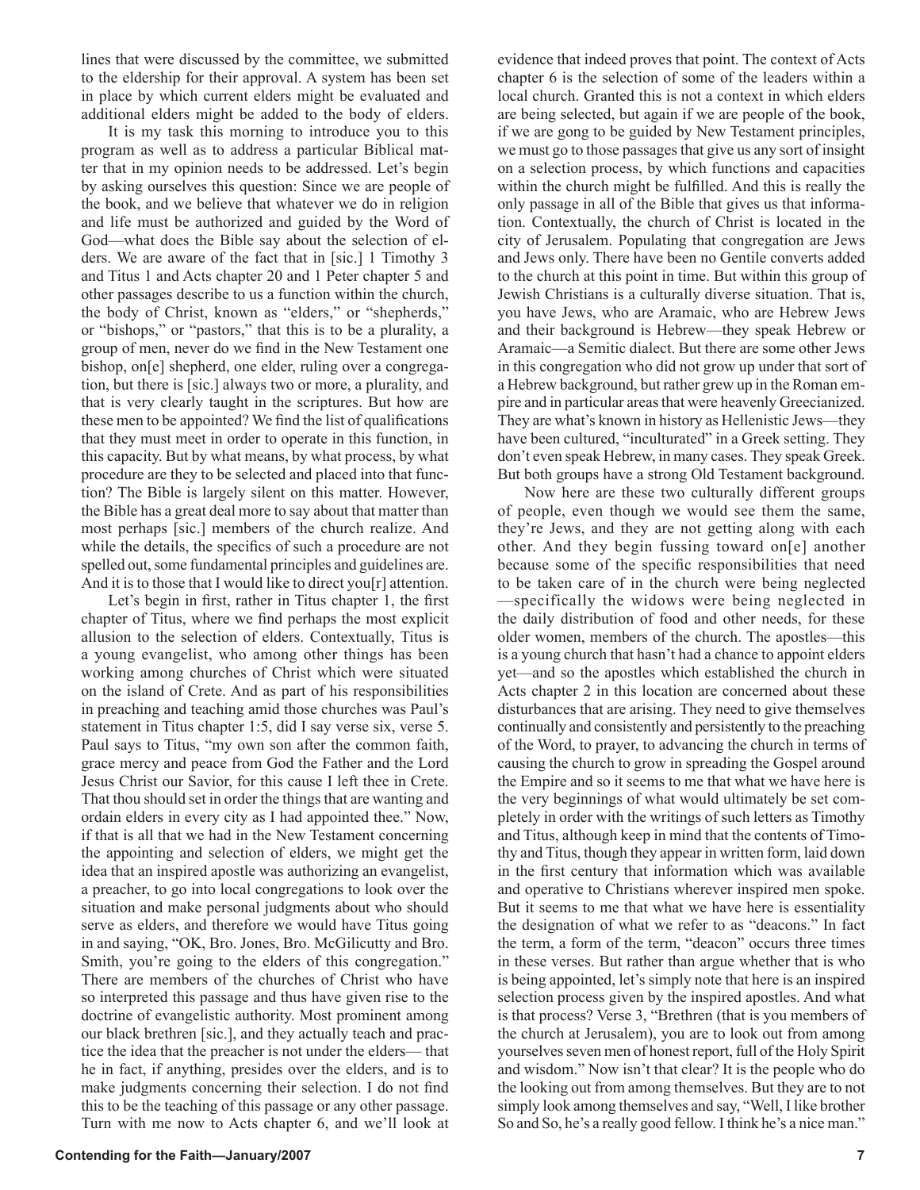lines that were discussed by the committee, we submitted to the eldership for their approval. A system has been set in place by which current elders might be evaluated and additional elders might be added to the body of elders.

It is my task this morning to introduce you to this program as well as to address a particular Biblical matter that in my opinion needs to be addressed. Let's begin by asking ourselves this question: Since we are people of the book, and we believe that whatever we do in religion and life must be authorized and guided by the Word of God—what does the Bible say about the selection of elders. We are aware of the fact that in [sic.] 1 Timothy 3 and Titus 1 and Acts chapter 20 and 1 Peter chapter 5 and other passages describe to us a function within the church, the body of Christ, known as "elders," or "shepherds," or "bishops," or "pastors," that this is to be a plurality, a group of men, never do we find in the New Testament one bishop, on[e] shepherd, one elder, ruling over a congregation, but there is [sic.] always two or more, a plurality, and that is very clearly taught in the scriptures. But how are these men to be appointed? We find the list of qualifications that they must meet in order to operate in this function, in this capacity. But by what means, by what process, by what procedure are they to be selected and placed into that function? The Bible is largely silent on this matter. However, the Bible has a great deal more to say about that matter than most perhaps [sic.] members of the church realize. And while the details, the specifics of such a procedure are not spelled out, some fundamental principles and guidelines are. And it is to those that I would like to direct you[r] attention.

Let's begin in first, rather in Titus chapter 1, the first chapter of Titus, where we find perhaps the most explicit allusion to the selection of elders. Contextually, Titus is a young evangelist, who among other things has been working among churches of Christ which were situated on the island of Crete. And as part of his responsibilities in preaching and teaching amid those churches was Paul's statement in Titus chapter 1:5, did I say verse six, verse 5. Paul says to Titus, "my own son after the common faith, grace mercy and peace from God the Father and the Lord Jesus Christ our Savior, for this cause I left thee in Crete. That thou should set in order the things that are wanting and ordain elders in every city as I had appointed thee." Now, if that is all that we had in the New Testament concerning the appointing and selection of elders, we might get the idea that an inspired apostle was authorizing an evangelist, a preacher, to go into local congregations to look over the situation and make personal judgments about who should serve as elders, and therefore we would have Titus going in and saying, "OK, Bro. Jones, Bro. McGilicutty and Bro. Smith, you're going to the elders of this congregation." There are members of the churches of Christ who have so interpreted this passage and thus have given rise to the doctrine of evangelistic authority. Most prominent among our black brethren [sic.], and they actually teach and practice the idea that the preacher is not under the elders— that he in fact, if anything, presides over the elders, and is to make judgments concerning their selection. I do not find this to be the teaching of this passage or any other passage. Turn with me now to Acts chapter 6, and we'll look at evidence that indeed proves that point. The context of Acts chapter 6 is the selection of some of the leaders within a local church. Granted this is not a context in which elders are being selected, but again if we are people of the book, if we are gong to be guided by New Testament principles, we must go to those passages that give us any sort of insight on a selection process, by which functions and capacities within the church might be fulfilled. And this is really the only passage in all of the Bible that gives us that information. Contextually, the church of Christ is located in the city of Jerusalem. Populating that congregation are Jews and Jews only. There have been no Gentile converts added to the church at this point in time. But within this group of Jewish Christians is a culturally diverse situation. That is, you have Jews, who are Aramaic, who are Hebrew Jews and their background is Hebrew—they speak Hebrew or Aramaic—a Semitic dialect. But there are some other Jews in this congregation who did not grow up under that sort of a Hebrew background, but rather grew up in the Roman empire and in particular areas that were heavenly Greecianized. They are what's known in history as Hellenistic Jews—they have been cultured, "inculturated" in a Greek setting. They don't even speak Hebrew, in many cases. They speak Greek. But both groups have a strong Old Testament background.

Now here are these two culturally different groups of people, even though we would see them the same, they're Jews, and they are not getting along with each other. And they begin fussing toward on[e] another because some of the specific responsibilities that need to be taken care of in the church were being neglected —specifically the widows were being neglected in the daily distribution of food and other needs, for these older women, members of the church. The apostles—this is a young church that hasn't had a chance to appoint elders yet—and so the apostles which established the church in Acts chapter 2 in this location are concerned about these disturbances that are arising. They need to give themselves continually and consistently and persistently to the preaching of the Word, to prayer, to advancing the church in terms of causing the church to grow in spreading the Gospel around the Empire and so it seems to me that what we have here is the very beginnings of what would ultimately be set completely in order with the writings of such letters as Timothy and Titus, although keep in mind that the contents of Timothy and Titus, though they appear in written form, laid down in the first century that information which was available and operative to Christians wherever inspired men spoke. But it seems to me that what we have here is essentiality the designation of what we refer to as "deacons." In fact the term, a form of the term, "deacon" occurs three times in these verses. But rather than argue whether that is who is being appointed, let's simply note that here is an inspired selection process given by the inspired apostles. And what is that process? Verse 3, "Brethren (that is you members of the church at Jerusalem), you are to look out from among yourselves seven men of honest report, full of the Holy Spirit and wisdom." Now isn't that clear? It is the people who do the looking out from among themselves. But they are to not simply look among themselves and say, "Well, I like brother So and So, he's a really good fellow. I think he's a nice man."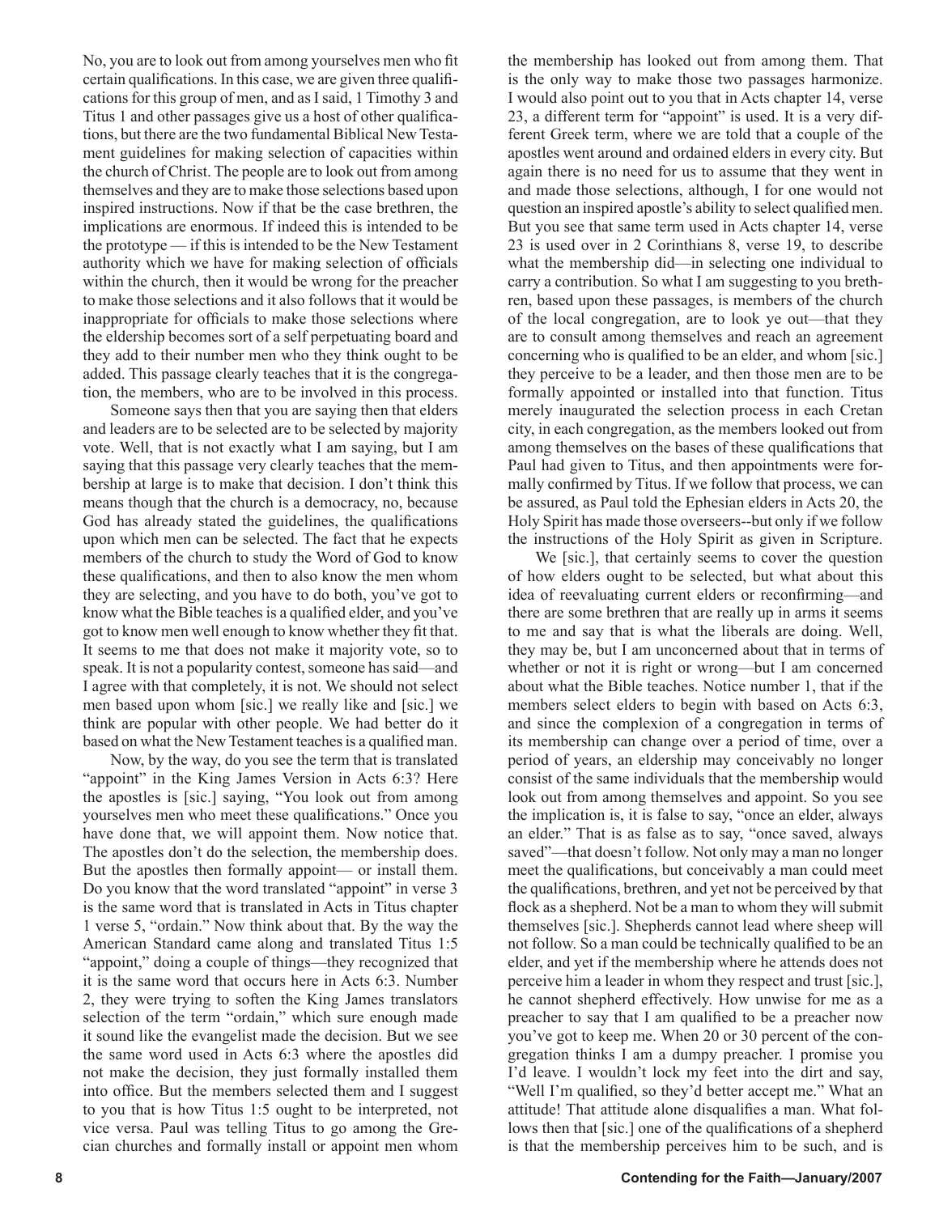No, you are to look out from among yourselves men who fit certain qualifications. In this case, we are given three qualifications for this group of men, and as I said, 1 Timothy 3 and Titus 1 and other passages give us a host of other qualifications, but there are the two fundamental Biblical New Testament guidelines for making selection of capacities within the church of Christ. The people are to look out from among themselves and they are to make those selections based upon inspired instructions. Now if that be the case brethren, the implications are enormous. If indeed this is intended to be the prototype — if this is intended to be the New Testament authority which we have for making selection of officials within the church, then it would be wrong for the preacher to make those selections and it also follows that it would be inappropriate for officials to make those selections where the eldership becomes sort of a self perpetuating board and they add to their number men who they think ought to be added. This passage clearly teaches that it is the congregation, the members, who are to be involved in this process.

Someone says then that you are saying then that elders and leaders are to be selected are to be selected by majority vote. Well, that is not exactly what I am saying, but I am saying that this passage very clearly teaches that the membership at large is to make that decision. I don't think this means though that the church is a democracy, no, because God has already stated the guidelines, the qualifications upon which men can be selected. The fact that he expects members of the church to study the Word of God to know these qualifications, and then to also know the men whom they are selecting, and you have to do both, you've got to know what the Bible teaches is a qualified elder, and you've got to know men well enough to know whether they fit that. It seems to me that does not make it majority vote, so to speak. It is not a popularity contest, someone has said—and I agree with that completely, it is not. We should not select men based upon whom [sic.] we really like and [sic.] we think are popular with other people. We had better do it based on what the New Testament teaches is a qualified man.

Now, by the way, do you see the term that is translated "appoint" in the King James Version in Acts 6:3? Here the apostles is [sic.] saying, "You look out from among yourselves men who meet these qualifications." Once you have done that, we will appoint them. Now notice that. The apostles don't do the selection, the membership does. But the apostles then formally appoint— or install them. Do you know that the word translated "appoint" in verse 3 is the same word that is translated in Acts in Titus chapter 1 verse 5, "ordain." Now think about that. By the way the American Standard came along and translated Titus 1:5 "appoint," doing a couple of things—they recognized that it is the same word that occurs here in Acts 6:3. Number 2, they were trying to soften the King James translators selection of the term "ordain," which sure enough made it sound like the evangelist made the decision. But we see the same word used in Acts 6:3 where the apostles did not make the decision, they just formally installed them into office. But the members selected them and I suggest to you that is how Titus 1:5 ought to be interpreted, not vice versa. Paul was telling Titus to go among the Grecian churches and formally install or appoint men whom the membership has looked out from among them. That is the only way to make those two passages harmonize. I would also point out to you that in Acts chapter 14, verse 23, a different term for "appoint" is used. It is a very different Greek term, where we are told that a couple of the apostles went around and ordained elders in every city. But again there is no need for us to assume that they went in and made those selections, although, I for one would not question an inspired apostle's ability to select qualified men. But you see that same term used in Acts chapter 14, verse 23 is used over in 2 Corinthians 8, verse 19, to describe what the membership did—in selecting one individual to carry a contribution. So what I am suggesting to you brethren, based upon these passages, is members of the church of the local congregation, are to look ye out—that they are to consult among themselves and reach an agreement concerning who is qualified to be an elder, and whom [sic.] they perceive to be a leader, and then those men are to be formally appointed or installed into that function. Titus merely inaugurated the selection process in each Cretan city, in each congregation, as the members looked out from among themselves on the bases of these qualifications that Paul had given to Titus, and then appointments were formally confirmed by Titus. If we follow that process, we can be assured, as Paul told the Ephesian elders in Acts 20, the Holy Spirit has made those overseers--but only if we follow the instructions of the Holy Spirit as given in Scripture.

We [sic.], that certainly seems to cover the question of how elders ought to be selected, but what about this idea of reevaluating current elders or reconfirming—and there are some brethren that are really up in arms it seems to me and say that is what the liberals are doing. Well, they may be, but I am unconcerned about that in terms of whether or not it is right or wrong—but I am concerned about what the Bible teaches. Notice number 1, that if the members select elders to begin with based on Acts 6:3, and since the complexion of a congregation in terms of its membership can change over a period of time, over a period of years, an eldership may conceivably no longer consist of the same individuals that the membership would look out from among themselves and appoint. So you see the implication is, it is false to say, "once an elder, always an elder." That is as false as to say, "once saved, always saved"—that doesn't follow. Not only may a man no longer meet the qualifications, but conceivably a man could meet the qualifications, brethren, and yet not be perceived by that flock as a shepherd. Not be a man to whom they will submit themselves [sic.]. Shepherds cannot lead where sheep will not follow. So a man could be technically qualified to be an elder, and yet if the membership where he attends does not perceive him a leader in whom they respect and trust [sic.], he cannot shepherd effectively. How unwise for me as a preacher to say that I am qualified to be a preacher now you've got to keep me. When 20 or 30 percent of the congregation thinks I am a dumpy preacher. I promise you I'd leave. I wouldn't lock my feet into the dirt and say, "Well I'm qualified, so they'd better accept me." What an attitude! That attitude alone disqualifies a man. What follows then that [sic.] one of the qualifications of a shepherd is that the membership perceives him to be such, and is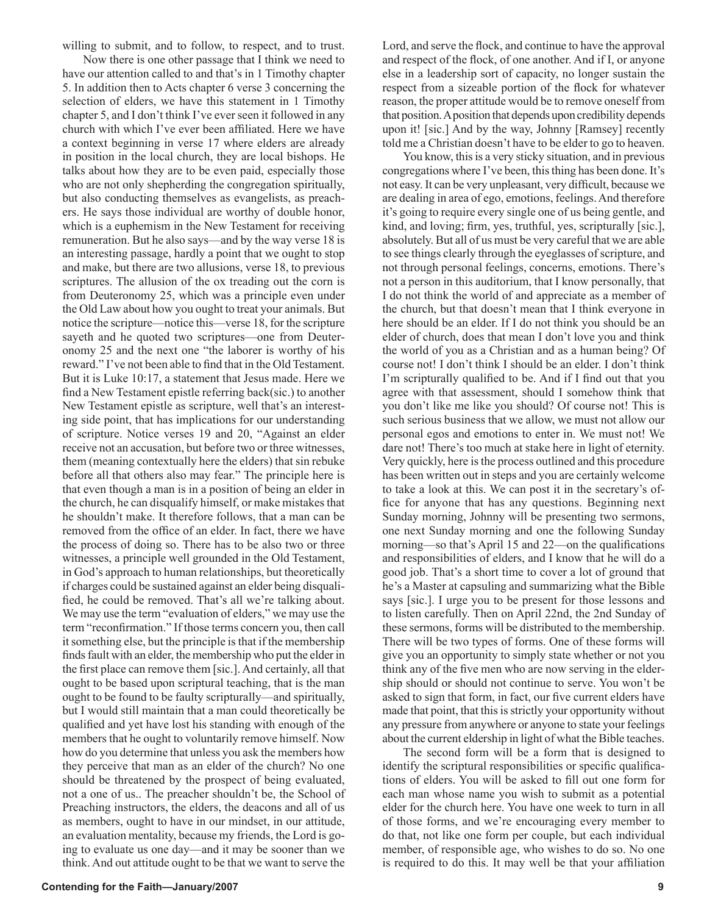willing to submit, and to follow, to respect, and to trust.

Now there is one other passage that I think we need to have our attention called to and that's in 1 Timothy chapter 5. In addition then to Acts chapter 6 verse 3 concerning the selection of elders, we have this statement in 1 Timothy chapter 5, and I don't think I've ever seen it followed in any church with which I've ever been affiliated. Here we have a context beginning in verse 17 where elders are already in position in the local church, they are local bishops. He talks about how they are to be even paid, especially those who are not only shepherding the congregation spiritually, but also conducting themselves as evangelists, as preachers. He says those individual are worthy of double honor, which is a euphemism in the New Testament for receiving remuneration. But he also says—and by the way verse 18 is an interesting passage, hardly a point that we ought to stop and make, but there are two allusions, verse 18, to previous scriptures. The allusion of the ox treading out the corn is from Deuteronomy 25, which was a principle even under the Old Law about how you ought to treat your animals. But notice the scripture—notice this—verse 18, for the scripture sayeth and he quoted two scriptures—one from Deuteronomy 25 and the next one "the laborer is worthy of his reward." I've not been able to find that in the Old Testament. But it is Luke 10:17, a statement that Jesus made. Here we find a New Testament epistle referring back(sic.) to another New Testament epistle as scripture, well that's an interesting side point, that has implications for our understanding of scripture. Notice verses 19 and 20, "Against an elder receive not an accusation, but before two or three witnesses, them (meaning contextually here the elders) that sin rebuke before all that others also may fear." The principle here is that even though a man is in a position of being an elder in the church, he can disqualify himself, or make mistakes that he shouldn't make. It therefore follows, that a man can be removed from the office of an elder. In fact, there we have the process of doing so. There has to be also two or three witnesses, a principle well grounded in the Old Testament, in God's approach to human relationships, but theoretically if charges could be sustained against an elder being disqualified, he could be removed. That's all we're talking about. We may use the term "evaluation of elders," we may use the term "reconfirmation." If those terms concern you, then call it something else, but the principle is that if the membership finds fault with an elder, the membership who put the elder in the first place can remove them [sic.]. And certainly, all that ought to be based upon scriptural teaching, that is the man ought to be found to be faulty scripturally—and spiritually, but I would still maintain that a man could theoretically be qualified and yet have lost his standing with enough of the members that he ought to voluntarily remove himself. Now how do you determine that unless you ask the members how they perceive that man as an elder of the church? No one should be threatened by the prospect of being evaluated, not a one of us.. The preacher shouldn't be, the School of Preaching instructors, the elders, the deacons and all of us as members, ought to have in our mindset, in our attitude, an evaluation mentality, because my friends, the Lord is going to evaluate us one day—and it may be sooner than we think. And out attitude ought to be that we want to serve the Lord, and serve the flock, and continue to have the approval and respect of the flock, of one another. And if I, or anyone else in a leadership sort of capacity, no longer sustain the respect from a sizeable portion of the flock for whatever reason, the proper attitude would be to remove oneself from that position. A position that depends upon credibility depends upon it! [sic.] And by the way, Johnny [Ramsey] recently told me a Christian doesn't have to be elder to go to heaven.

You know, this is a very sticky situation, and in previous congregations where I've been, this thing has been done. It's not easy. It can be very unpleasant, very difficult, because we are dealing in area of ego, emotions, feelings. And therefore it's going to require every single one of us being gentle, and kind, and loving; firm, yes, truthful, yes, scripturally [sic.], absolutely. But all of us must be very careful that we are able to see things clearly through the eyeglasses of scripture, and not through personal feelings, concerns, emotions. There's not a person in this auditorium, that I know personally, that I do not think the world of and appreciate as a member of the church, but that doesn't mean that I think everyone in here should be an elder. If I do not think you should be an elder of church, does that mean I don't love you and think the world of you as a Christian and as a human being? Of course not! I don't think I should be an elder. I don't think I'm scripturally qualified to be. And if I find out that you agree with that assessment, should I somehow think that you don't like me like you should? Of course not! This is such serious business that we allow, we must not allow our personal egos and emotions to enter in. We must not! We dare not! There's too much at stake here in light of eternity. Very quickly, here is the process outlined and this procedure has been written out in steps and you are certainly welcome to take a look at this. We can post it in the secretary's office for anyone that has any questions. Beginning next Sunday morning, Johnny will be presenting two sermons, one next Sunday morning and one the following Sunday morning—so that's April 15 and 22—on the qualifications and responsibilities of elders, and I know that he will do a good job. That's a short time to cover a lot of ground that he's a Master at capsuling and summarizing what the Bible says [sic.]. I urge you to be present for those lessons and to listen carefully. Then on April 22nd, the 2nd Sunday of these sermons, forms will be distributed to the membership. There will be two types of forms. One of these forms will give you an opportunity to simply state whether or not you think any of the five men who are now serving in the eldership should or should not continue to serve. You won't be asked to sign that form, in fact, our five current elders have made that point, that this is strictly your opportunity without any pressure from anywhere or anyone to state your feelings about the current eldership in light of what the Bible teaches.

The second form will be a form that is designed to identify the scriptural responsibilities or specific qualifications of elders. You will be asked to fill out one form for each man whose name you wish to submit as a potential elder for the church here. You have one week to turn in all of those forms, and we're encouraging every member to do that, not like one form per couple, but each individual member, of responsible age, who wishes to do so. No one is required to do this. It may well be that your affiliation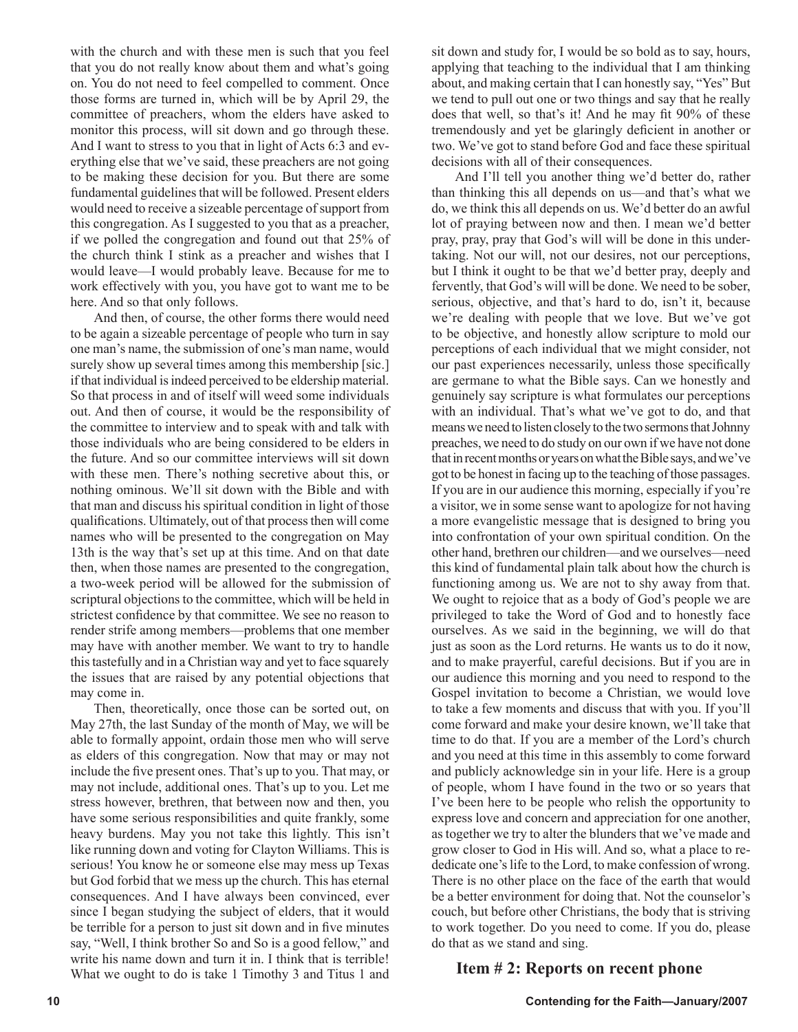with the church and with these men is such that you feel that you do not really know about them and what's going on. You do not need to feel compelled to comment. Once those forms are turned in, which will be by April 29, the committee of preachers, whom the elders have asked to monitor this process, will sit down and go through these. And I want to stress to you that in light of Acts 6:3 and everything else that we've said, these preachers are not going to be making these decision for you. But there are some fundamental guidelines that will be followed. Present elders would need to receive a sizeable percentage of support from this congregation. As I suggested to you that as a preacher, if we polled the congregation and found out that 25% of the church think I stink as a preacher and wishes that I would leave—I would probably leave. Because for me to work effectively with you, you have got to want me to be here. And so that only follows.

And then, of course, the other forms there would need to be again a sizeable percentage of people who turn in say one man's name, the submission of one's man name, would surely show up several times among this membership [sic.] if that individual is indeed perceived to be eldership material. So that process in and of itself will weed some individuals out. And then of course, it would be the responsibility of the committee to interview and to speak with and talk with those individuals who are being considered to be elders in the future. And so our committee interviews will sit down with these men. There's nothing secretive about this, or nothing ominous. We'll sit down with the Bible and with that man and discuss his spiritual condition in light of those qualifications. Ultimately, out of that process then will come names who will be presented to the congregation on May 13th is the way that's set up at this time. And on that date then, when those names are presented to the congregation, a two-week period will be allowed for the submission of scriptural objections to the committee, which will be held in strictest confidence by that committee. We see no reason to render strife among members—problems that one member may have with another member. We want to try to handle this tastefully and in a Christian way and yet to face squarely the issues that are raised by any potential objections that may come in.

Then, theoretically, once those can be sorted out, on May 27th, the last Sunday of the month of May, we will be able to formally appoint, ordain those men who will serve as elders of this congregation. Now that may or may not include the five present ones. That's up to you. That may, or may not include, additional ones. That's up to you. Let me stress however, brethren, that between now and then, you have some serious responsibilities and quite frankly, some heavy burdens. May you not take this lightly. This isn't like running down and voting for Clayton Williams. This is serious! You know he or someone else may mess up Texas but God forbid that we mess up the church. This has eternal consequences. And I have always been convinced, ever since I began studying the subject of elders, that it would be terrible for a person to just sit down and in five minutes say, "Well, I think brother So and So is a good fellow," and write his name down and turn it in. I think that is terrible! What we ought to do is take 1 Timothy 3 and Titus 1 and sit down and study for, I would be so bold as to say, hours, applying that teaching to the individual that I am thinking about, and making certain that I can honestly say, "Yes" But we tend to pull out one or two things and say that he really does that well, so that's it! And he may fit 90% of these tremendously and yet be glaringly deficient in another or two. We've got to stand before God and face these spiritual decisions with all of their consequences.

And I'll tell you another thing we'd better do, rather than thinking this all depends on us—and that's what we do, we think this all depends on us. We'd better do an awful lot of praying between now and then. I mean we'd better pray, pray, pray that God's will will be done in this undertaking. Not our will, not our desires, not our perceptions, but I think it ought to be that we'd better pray, deeply and fervently, that God's will will be done. We need to be sober, serious, objective, and that's hard to do, isn't it, because we're dealing with people that we love. But we've got to be objective, and honestly allow scripture to mold our perceptions of each individual that we might consider, not our past experiences necessarily, unless those specifically are germane to what the Bible says. Can we honestly and genuinely say scripture is what formulates our perceptions with an individual. That's what we've got to do, and that means we need to listen closely to the two sermons that Johnny preaches, we need to do study on our own if we have not done that in recent months or years on what the Bible says, and we've got to be honest in facing up to the teaching of those passages. If you are in our audience this morning, especially if you're a visitor, we in some sense want to apologize for not having a more evangelistic message that is designed to bring you into confrontation of your own spiritual condition. On the other hand, brethren our children—and we ourselves—need this kind of fundamental plain talk about how the church is functioning among us. We are not to shy away from that. We ought to rejoice that as a body of God's people we are privileged to take the Word of God and to honestly face ourselves. As we said in the beginning, we will do that just as soon as the Lord returns. He wants us to do it now, and to make prayerful, careful decisions. But if you are in our audience this morning and you need to respond to the Gospel invitation to become a Christian, we would love to take a few moments and discuss that with you. If you'll come forward and make your desire known, we'll take that time to do that. If you are a member of the Lord's church and you need at this time in this assembly to come forward and publicly acknowledge sin in your life. Here is a group of people, whom I have found in the two or so years that I've been here to be people who relish the opportunity to express love and concern and appreciation for one another, as together we try to alter the blunders that we've made and grow closer to God in His will. And so, what a place to rededicate one's life to the Lord, to make confession of wrong. There is no other place on the face of the earth that would be a better environment for doing that. Not the counselor's couch, but before other Christians, the body that is striving to work together. Do you need to come. If you do, please do that as we stand and sing.

## Item # 2: Reports on recent phone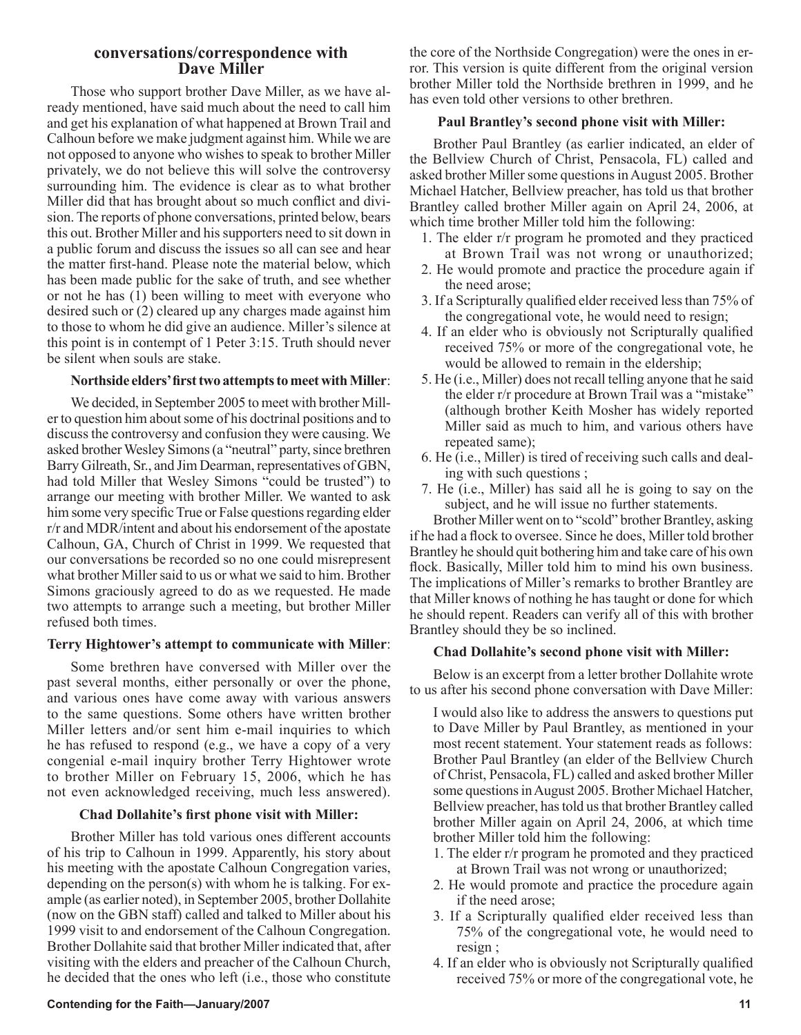## conversations/correspondence with Dave Miller

Those who support brother Dave Miller, as we have already mentioned, have said much about the need to call him and get his explanation of what happened at Brown Trail and Calhoun before we make judgment against him. While we are not opposed to anyone who wishes to speak to brother Miller privately, we do not believe this will solve the controversy surrounding him. The evidence is clear as to what brother Miller did that has brought about so much conflict and division. The reports of phone conversations, printed below, bears this out. Brother Miller and his supporters need to sit down in a public forum and discuss the issues so all can see and hear the matter first-hand. Please note the material below, which has been made public for the sake of truth, and see whether or not he has (1) been willing to meet with everyone who desired such or (2) cleared up any charges made against him to those to whom he did give an audience. Miller's silence at this point is in contempt of 1 Peter 3:15. Truth should never be silent when souls are stake.

**Northside elders' first two attempts to meet with Miller**:

We decided, in September 2005 to meet with brother Miller to question him about some of his doctrinal positions and to discuss the controversy and confusion they were causing. We asked brother Wesley Simons (a "neutral" party, since brethren Barry Gilreath, Sr., and Jim Dearman, representatives of GBN, had told Miller that Wesley Simons "could be trusted") to arrange our meeting with brother Miller. We wanted to ask him some very specific True or False questions regarding elder r/r and MDR/intent and about his endorsement of the apostate Calhoun, GA, Church of Christ in 1999. We requested that our conversations be recorded so no one could misrepresent what brother Miller said to us or what we said to him. Brother Simons graciously agreed to do as we requested. He made two attempts to arrange such a meeting, but brother Miller refused both times.

**Terry Hightower's attempt to communicate with Miller**:

Some brethren have conversed with Miller over the past several months, either personally or over the phone, and various ones have come away with various answers to the same questions. Some others have written brother Miller letters and/or sent him e-mail inquiries to which he has refused to respond (e.g., we have a copy of a very congenial e-mail inquiry brother Terry Hightower wrote to brother Miller on February 15, 2006, which he has not even acknowledged receiving, much less answered).

**Chad Dollahite's first phone visit with Miller:**

Brother Miller has told various ones different accounts of his trip to Calhoun in 1999. Apparently, his story about his meeting with the apostate Calhoun Congregation varies, depending on the person(s) with whom he is talking. For example (as earlier noted), in September 2005, brother Dollahite (now on the GBN staff) called and talked to Miller about his 1999 visit to and endorsement of the Calhoun Congregation. Brother Dollahite said that brother Miller indicated that, after visiting with the elders and preacher of the Calhoun Church, he decided that the ones who left (i.e., those who constitute the core of the Northside Congregation) were the ones in error. This version is quite different from the original version brother Miller told the Northside brethren in 1999, and he has even told other versions to other brethren.

**Paul Brantley's second phone visit with Miller:**

Brother Paul Brantley (as earlier indicated, an elder of the Bellview Church of Christ, Pensacola, FL) called and asked brother Miller some questions in August 2005. Brother Michael Hatcher, Bellview preacher, has told us that brother Brantley called brother Miller again on April 24, 2006, at which time brother Miller told him the following:

1. The elder r/r program he promoted and they practiced at Brown Trail was not wrong or unauthorized;
2. He would promote and practice the procedure again if the need arose;
3. If a Scripturally qualified elder received less than 75% of the congregational vote, he would need to resign;
4. If an elder who is obviously not Scripturally qualified received 75% or more of the congregational vote, he would be allowed to remain in the eldership;
5. He (i.e., Miller) does not recall telling anyone that he said the elder r/r procedure at Brown Trail was a "mistake" (although brother Keith Mosher has widely reported Miller said as much to him, and various others have repeated same);
6. He (i.e., Miller) is tired of receiving such calls and dealing with such questions ;
7. He (i.e., Miller) has said all he is going to say on the subject, and he will issue no further statements.

Brother Miller went on to "scold" brother Brantley, asking if he had a flock to oversee. Since he does, Miller told brother Brantley he should quit bothering him and take care of his own flock. Basically, Miller told him to mind his own business. The implications of Miller's remarks to brother Brantley are that Miller knows of nothing he has taught or done for which he should repent. Readers can verify all of this with brother Brantley should they be so inclined.

**Chad Dollahite's second phone visit with Miller:**

Below is an excerpt from a letter brother Dollahite wrote to us after his second phone conversation with Dave Miller:

> I would also like to address the answers to questions put to Dave Miller by Paul Brantley, as mentioned in your most recent statement. Your statement reads as follows: Brother Paul Brantley (an elder of the Bellview Church of Christ, Pensacola, FL) called and asked brother Miller some questions in August 2005. Brother Michael Hatcher, Bellview preacher, has told us that brother Brantley called brother Miller again on April 24, 2006, at which time brother Miller told him the following:
>
> 1. The elder r/r program he promoted and they practiced at Brown Trail was not wrong or unauthorized;
> 2. He would promote and practice the procedure again if the need arose;
> 3. If a Scripturally qualified elder received less than 75% of the congregational vote, he would need to resign ;
> 4. If an elder who is obviously not Scripturally qualified received 75% or more of the congregational vote, he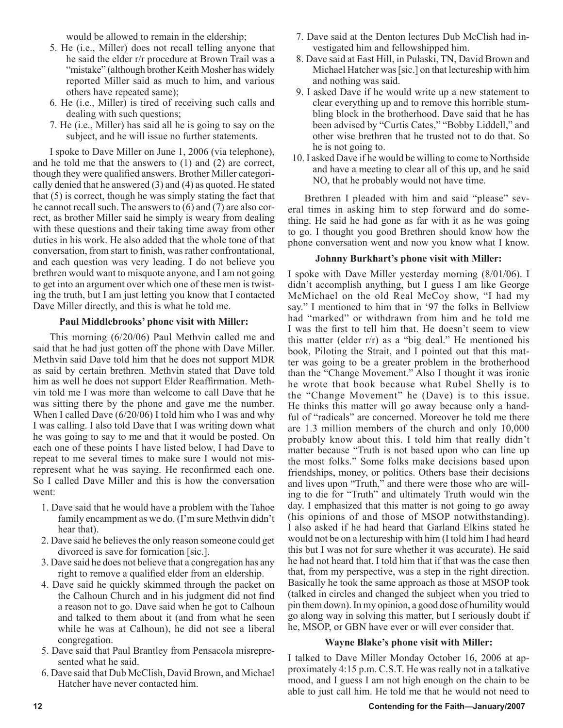would be allowed to remain in the eldership;

5. He (i.e., Miller) does not recall telling anyone that he said the elder r/r procedure at Brown Trail was a "mistake" (although brother Keith Mosher has widely reported Miller said as much to him, and various others have repeated same);
6. He (i.e., Miller) is tired of receiving such calls and dealing with such questions;
7. He (i.e., Miller) has said all he is going to say on the subject, and he will issue no further statements.

I spoke to Dave Miller on June 1, 2006 (via telephone), and he told me that the answers to (1) and (2) are correct, though they were qualified answers. Brother Miller categorically denied that he answered (3) and (4) as quoted. He stated that (5) is correct, though he was simply stating the fact that he cannot recall such. The answers to (6) and (7) are also correct, as brother Miller said he simply is weary from dealing with these questions and their taking time away from other duties in his work. He also added that the whole tone of that conversation, from start to finish, was rather confrontational, and each question was very leading. I do not believe you brethren would want to misquote anyone, and I am not going to get into an argument over which one of these men is twisting the truth, but I am just letting you know that I contacted Dave Miller directly, and this is what he told me.

**Paul Middlebrooks' phone visit with Miller:**

This morning (6/20/06) Paul Methvin called me and said that he had just gotten off the phone with Dave Miller. Methvin said Dave told him that he does not support MDR as said by certain brethren. Methvin stated that Dave told him as well he does not support Elder Reaffirmation. Methvin told me I was more than welcome to call Dave that he was sitting there by the phone and gave me the number. When I called Dave (6/20/06) I told him who I was and why I was calling. I also told Dave that I was writing down what he was going to say to me and that it would be posted. On each one of these points I have listed below, I had Dave to repeat to me several times to make sure I would not misrepresent what he was saying. He reconfirmed each one. So I called Dave Miller and this is how the conversation went:

1. Dave said that he would have a problem with the Tahoe family encampment as we do. (I'm sure Methvin didn't hear that).
2. Dave said he believes the only reason someone could get divorced is save for fornication [sic.].
3. Dave said he does not believe that a congregation has any right to remove a qualified elder from an eldership.
4. Dave said he quickly skimmed through the packet on the Calhoun Church and in his judgment did not find a reason not to go. Dave said when he got to Calhoun and talked to them about it (and from what he seen while he was at Calhoun), he did not see a liberal congregation.
5. Dave said that Paul Brantley from Pensacola misrepresented what he said.
6. Dave said that Dub McClish, David Brown, and Michael Hatcher have never contacted him.
7. Dave said at the Denton lectures Dub McClish had investigated him and fellowshipped him.
8. Dave said at East Hill, in Pulaski, TN, David Brown and Michael Hatcher was [sic.] on that lectureship with him and nothing was said.
9. I asked Dave if he would write up a new statement to clear everything up and to remove this horrible stumbling block in the brotherhood. Dave said that he has been advised by "Curtis Cates," "Bobby Liddell," and other wise brethren that he trusted not to do that. So he is not going to.
10. I asked Dave if he would be willing to come to Northside and have a meeting to clear all of this up, and he said NO, that he probably would not have time.

Brethren I pleaded with him and said "please" several times in asking him to step forward and do something. He said he had gone as far with it as he was going to go. I thought you good Brethren should know how the phone conversation went and now you know what I know.

**Johnny Burkhart's phone visit with Miller:**

I spoke with Dave Miller yesterday morning (8/01/06). I didn't accomplish anything, but I guess I am like George McMichael on the old Real McCoy show, "I had my say." I mentioned to him that in '97 the folks in Bellview had "marked" or withdrawn from him and he told me I was the first to tell him that. He doesn't seem to view this matter (elder r/r) as a "big deal." He mentioned his book, Piloting the Strait, and I pointed out that this matter was going to be a greater problem in the brotherhood than the "Change Movement." Also I thought it was ironic he wrote that book because what Rubel Shelly is to the "Change Movement" he (Dave) is to this issue. He thinks this matter will go away because only a handful of "radicals" are concerned. Moreover he told me there are 1.3 million members of the church and only 10,000 probably know about this. I told him that really didn't matter because "Truth is not based upon who can line up the most folks." Some folks make decisions based upon friendships, money, or politics. Others base their decisions and lives upon "Truth," and there were those who are willing to die for "Truth" and ultimately Truth would win the day. I emphasized that this matter is not going to go away (his opinions of and those of MSOP notwithstanding). I also asked if he had heard that Garland Elkins stated he would not be on a lectureship with him (I told him I had heard this but I was not for sure whether it was accurate). He said he had not heard that. I told him that if that was the case then that, from my perspective, was a step in the right direction. Basically he took the same approach as those at MSOP took (talked in circles and changed the subject when you tried to pin them down). In my opinion, a good dose of humility would go along way in solving this matter, but I seriously doubt if he, MSOP, or GBN have ever or will ever consider that.

**Wayne Blake's phone visit with Miller:**

I talked to Dave Miller Monday October 16, 2006 at approximately 4:15 p.m. C.S.T. He was really not in a talkative mood, and I guess I am not high enough on the chain to be able to just call him. He told me that he would not need to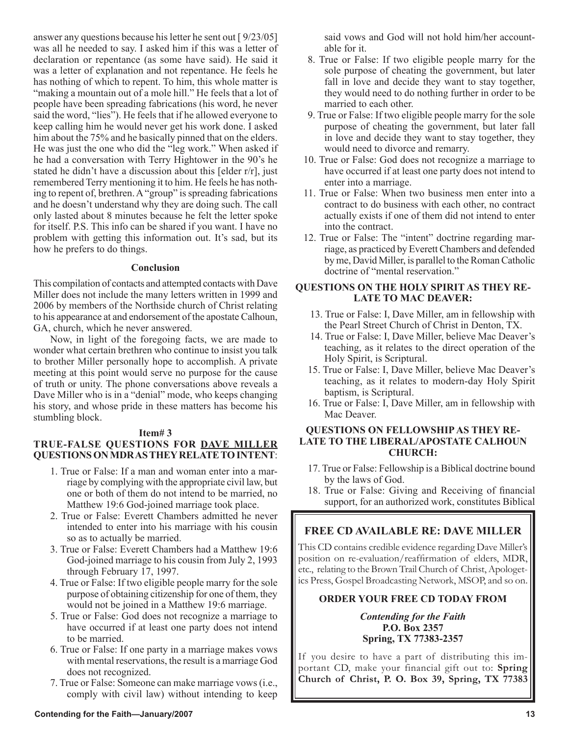answer any questions because his letter he sent out [ 9/23/05] was all he needed to say. I asked him if this was a letter of declaration or repentance (as some have said). He said it was a letter of explanation and not repentance. He feels he has nothing of which to repent. To him, this whole matter is "making a mountain out of a mole hill." He feels that a lot of people have been spreading fabrications (his word, he never said the word, "lies"). He feels that if he allowed everyone to keep calling him he would never get his work done. I asked him about the 75% and he basically pinned that on the elders. He was just the one who did the "leg work." When asked if he had a conversation with Terry Hightower in the 90's he stated he didn't have a discussion about this [elder r/r], just remembered Terry mentioning it to him. He feels he has nothing to repent of, brethren. A "group" is spreading fabrications and he doesn't understand why they are doing such. The call only lasted about 8 minutes because he felt the letter spoke for itself. P.S. This info can be shared if you want. I have no problem with getting this information out. It's sad, but its how he prefers to do things.

**Conclusion**

This compilation of contacts and attempted contacts with Dave Miller does not include the many letters written in 1999 and 2006 by members of the Northside church of Christ relating to his appearance at and endorsement of the apostate Calhoun, GA, church, which he never answered.

Now, in light of the foregoing facts, we are made to wonder what certain brethren who continue to insist you talk to brother Miller personally hope to accomplish. A private meeting at this point would serve no purpose for the cause of truth or unity. The phone conversations above reveals a Dave Miller who is in a "denial" mode, who keeps changing his story, and whose pride in these matters has become his stumbling block.

**Item# 3**

**TRUE-FALSE QUESTIONS FOR DAVE MILLER QUESTIONS ON MDR AS THEY RELATE TO INTENT**:

1. True or False: If a man and woman enter into a marriage by complying with the appropriate civil law, but one or both of them do not intend to be married, no Matthew 19:6 God-joined marriage took place.
2. True or False: Everett Chambers admitted he never intended to enter into his marriage with his cousin so as to actually be married.
3. True or False: Everett Chambers had a Matthew 19:6 God-joined marriage to his cousin from July 2, 1993 through February 17, 1997.
4. True or False: If two eligible people marry for the sole purpose of obtaining citizenship for one of them, they would not be joined in a Matthew 19:6 marriage.
5. True or False: God does not recognize a marriage to have occurred if at least one party does not intend to be married.
6. True or False: If one party in a marriage makes vows with mental reservations, the result is a marriage God does not recognized.
7. True or False: Someone can make marriage vows (i.e., comply with civil law) without intending to keep said vows and God will not hold him/her accountable for it.
8. True or False: If two eligible people marry for the sole purpose of cheating the government, but later fall in love and decide they want to stay together, they would need to do nothing further in order to be married to each other.
9. True or False: If two eligible people marry for the sole purpose of cheating the government, but later fall in love and decide they want to stay together, they would need to divorce and remarry.
10. True or False: God does not recognize a marriage to have occurred if at least one party does not intend to enter into a marriage.
11. True or False: When two business men enter into a contract to do business with each other, no contract actually exists if one of them did not intend to enter into the contract.
12. True or False: The "intent" doctrine regarding marriage, as practiced by Everett Chambers and defended by me, David Miller, is parallel to the Roman Catholic doctrine of "mental reservation."

**QUESTIONS ON THE HOLY SPIRIT AS THEY RELATE TO MAC DEAVER:**

13. True or False: I, Dave Miller, am in fellowship with the Pearl Street Church of Christ in Denton, TX.
14. True or False: I, Dave Miller, believe Mac Deaver's teaching, as it relates to the direct operation of the Holy Spirit, is Scriptural.
15. True or False: I, Dave Miller, believe Mac Deaver's teaching, as it relates to modern-day Holy Spirit baptism, is Scriptural.
16. True or False: I, Dave Miller, am in fellowship with Mac Deaver.

**QUESTIONS ON FELLOWSHIP AS THEY RELATE TO THE LIBERAL/APOSTATE CALHOUN CHURCH:**

17. True or False: Fellowship is a Biblical doctrine bound by the laws of God.
18. True or False: Giving and Receiving of financial support, for an authorized work, constitutes Biblical

**FREE CD AVAILABLE RE: DAVE MILLER**

This CD contains credible evidence regarding Dave Miller's position on re-evaluation/reaffirmation of elders, MDR, etc., relating to the Brown Trail Church of Christ, Apologetics Press, Gospel Broadcasting Network, MSOP, and so on.

**ORDER YOUR FREE CD TODAY FROM**

***Contending for the Faith***
**P.O. Box 2357**
**Spring, TX 77383-2357**

If you desire to have a part of distributing this important CD, make your financial gift out to: **Spring Church of Christ, P. O. Box 39, Spring, TX 77383**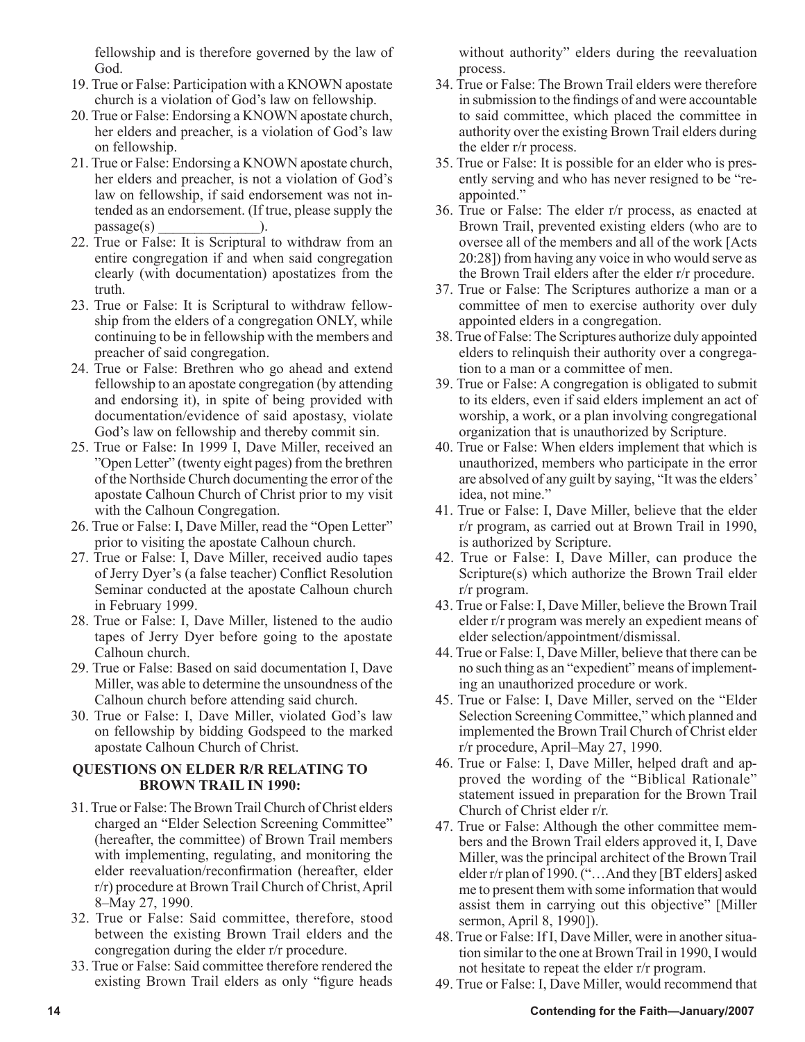fellowship and is therefore governed by the law of God.

19. True or False: Participation with a KNOWN apostate church is a violation of God's law on fellowship.
20. True or False: Endorsing a KNOWN apostate church, her elders and preacher, is a violation of God's law on fellowship.
21. True or False: Endorsing a KNOWN apostate church, her elders and preacher, is not a violation of God's law on fellowship, if said endorsement was not intended as an endorsement. (If true, please supply the passage(s) _______________).
22. True or False: It is Scriptural to withdraw from an entire congregation if and when said congregation clearly (with documentation) apostatizes from the truth.
23. True or False: It is Scriptural to withdraw fellowship from the elders of a congregation ONLY, while continuing to be in fellowship with the members and preacher of said congregation.
24. True or False: Brethren who go ahead and extend fellowship to an apostate congregation (by attending and endorsing it), in spite of being provided with documentation/evidence of said apostasy, violate God's law on fellowship and thereby commit sin.
25. True or False: In 1999 I, Dave Miller, received an "Open Letter" (twenty eight pages) from the brethren of the Northside Church documenting the error of the apostate Calhoun Church of Christ prior to my visit with the Calhoun Congregation.
26. True or False: I, Dave Miller, read the "Open Letter" prior to visiting the apostate Calhoun church.
27. True or False: I, Dave Miller, received audio tapes of Jerry Dyer's (a false teacher) Conflict Resolution Seminar conducted at the apostate Calhoun church in February 1999.
28. True or False: I, Dave Miller, listened to the audio tapes of Jerry Dyer before going to the apostate Calhoun church.
29. True or False: Based on said documentation I, Dave Miller, was able to determine the unsoundness of the Calhoun church before attending said church.
30. True or False: I, Dave Miller, violated God's law on fellowship by bidding Godspeed to the marked apostate Calhoun Church of Christ.

**QUESTIONS ON ELDER R/R RELATING TO BROWN TRAIL IN 1990:**

31. True or False: The Brown Trail Church of Christ elders charged an "Elder Selection Screening Committee" (hereafter, the committee) of Brown Trail members with implementing, regulating, and monitoring the elder reevaluation/reconfirmation (hereafter, elder r/r) procedure at Brown Trail Church of Christ, April 8–May 27, 1990.
32. True or False: Said committee, therefore, stood between the existing Brown Trail elders and the congregation during the elder r/r procedure.
33. True or False: Said committee therefore rendered the existing Brown Trail elders as only "figure heads without authority" elders during the reevaluation process.
34. True or False: The Brown Trail elders were therefore in submission to the findings of and were accountable to said committee, which placed the committee in authority over the existing Brown Trail elders during the elder r/r process.
35. True or False: It is possible for an elder who is presently serving and who has never resigned to be "reappointed."
36. True or False: The elder r/r process, as enacted at Brown Trail, prevented existing elders (who are to oversee all of the members and all of the work [Acts 20:28]) from having any voice in who would serve as the Brown Trail elders after the elder r/r procedure.
37. True or False: The Scriptures authorize a man or a committee of men to exercise authority over duly appointed elders in a congregation.
38. True of False: The Scriptures authorize duly appointed elders to relinquish their authority over a congregation to a man or a committee of men.
39. True or False: A congregation is obligated to submit to its elders, even if said elders implement an act of worship, a work, or a plan involving congregational organization that is unauthorized by Scripture.
40. True or False: When elders implement that which is unauthorized, members who participate in the error are absolved of any guilt by saying, "It was the elders' idea, not mine."
41. True or False: I, Dave Miller, believe that the elder r/r program, as carried out at Brown Trail in 1990, is authorized by Scripture.
42. True or False: I, Dave Miller, can produce the Scripture(s) which authorize the Brown Trail elder r/r program.
43. True or False: I, Dave Miller, believe the Brown Trail elder r/r program was merely an expedient means of elder selection/appointment/dismissal.
44. True or False: I, Dave Miller, believe that there can be no such thing as an "expedient" means of implementing an unauthorized procedure or work.
45. True or False: I, Dave Miller, served on the "Elder Selection Screening Committee," which planned and implemented the Brown Trail Church of Christ elder r/r procedure, April–May 27, 1990.
46. True or False: I, Dave Miller, helped draft and approved the wording of the "Biblical Rationale" statement issued in preparation for the Brown Trail Church of Christ elder r/r.
47. True or False: Although the other committee members and the Brown Trail elders approved it, I, Dave Miller, was the principal architect of the Brown Trail elder r/r plan of 1990. ("…And they [BT elders] asked me to present them with some information that would assist them in carrying out this objective" [Miller sermon, April 8, 1990]).
48. True or False: If I, Dave Miller, were in another situation similar to the one at Brown Trail in 1990, I would not hesitate to repeat the elder r/r program.
49. True or False: I, Dave Miller, would recommend that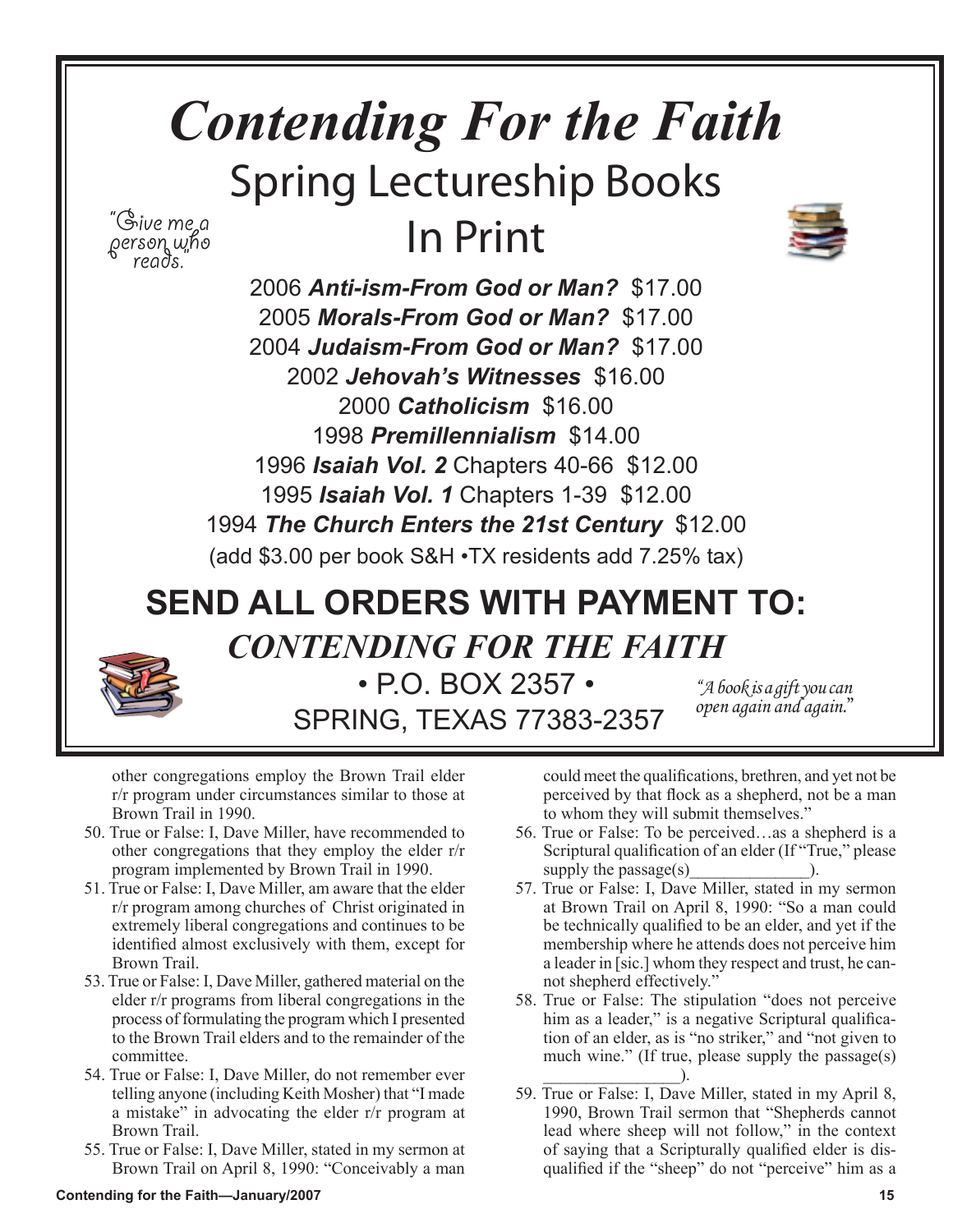# *Contending For the Faith*

## Spring Lectureship Books In Print

"Give me a person who reads."

2006 ***Anti-ism-From God or Man?*** $17.00
2005 ***Morals-From God or Man?*** $17.00
2004 ***Judaism-From God or Man?*** $17.00
2002 ***Jehovah's Witnesses*** $16.00
2000 ***Catholicism*** $16.00
1998 ***Premillennialism*** $14.00
1996 ***Isaiah Vol. 2*** Chapters 40-66 $12.00
1995 ***Isaiah Vol. 1*** Chapters 1-39 $12.00
1994 ***The Church Enters the 21st Century*** $12.00
(add $3.00 per book S&H •TX residents add 7.25% tax)

**SEND ALL ORDERS WITH PAYMENT TO:**

***CONTENDING FOR THE FAITH***

• P.O. BOX 2357 •
SPRING, TEXAS 77383-2357

*"A book is a gift you can open again and again."*

other congregations employ the Brown Trail elder r/r program under circumstances similar to those at Brown Trail in 1990.

50. True or False: I, Dave Miller, have recommended to other congregations that they employ the elder r/r program implemented by Brown Trail in 1990.
51. True or False: I, Dave Miller, am aware that the elder r/r program among churches of Christ originated in extremely liberal congregations and continues to be identified almost exclusively with them, except for Brown Trail.
53. True or False: I, Dave Miller, gathered material on the elder r/r programs from liberal congregations in the process of formulating the program which I presented to the Brown Trail elders and to the remainder of the committee.
54. True or False: I, Dave Miller, do not remember ever telling anyone (including Keith Mosher) that "I made a mistake" in advocating the elder r/r program at Brown Trail.
55. True or False: I, Dave Miller, stated in my sermon at Brown Trail on April 8, 1990: "Conceivably a man could meet the qualifications, brethren, and yet not be perceived by that flock as a shepherd, not be a man to whom they will submit themselves."
56. True or False: To be perceived…as a shepherd is a Scriptural qualification of an elder (If "True," please supply the passage(s)______________).
57. True or False: I, Dave Miller, stated in my sermon at Brown Trail on April 8, 1990: "So a man could be technically qualified to be an elder, and yet if the membership where he attends does not perceive him a leader in [sic.] whom they respect and trust, he cannot shepherd effectively."
58. True or False: The stipulation "does not perceive him as a leader," is a negative Scriptural qualification of an elder, as is "no striker," and "not given to much wine." (If true, please supply the passage(s) ________________).
59. True or False: I, Dave Miller, stated in my April 8, 1990, Brown Trail sermon that "Shepherds cannot lead where sheep will not follow," in the context of saying that a Scripturally qualified elder is disqualified if the "sheep" do not "perceive" him as a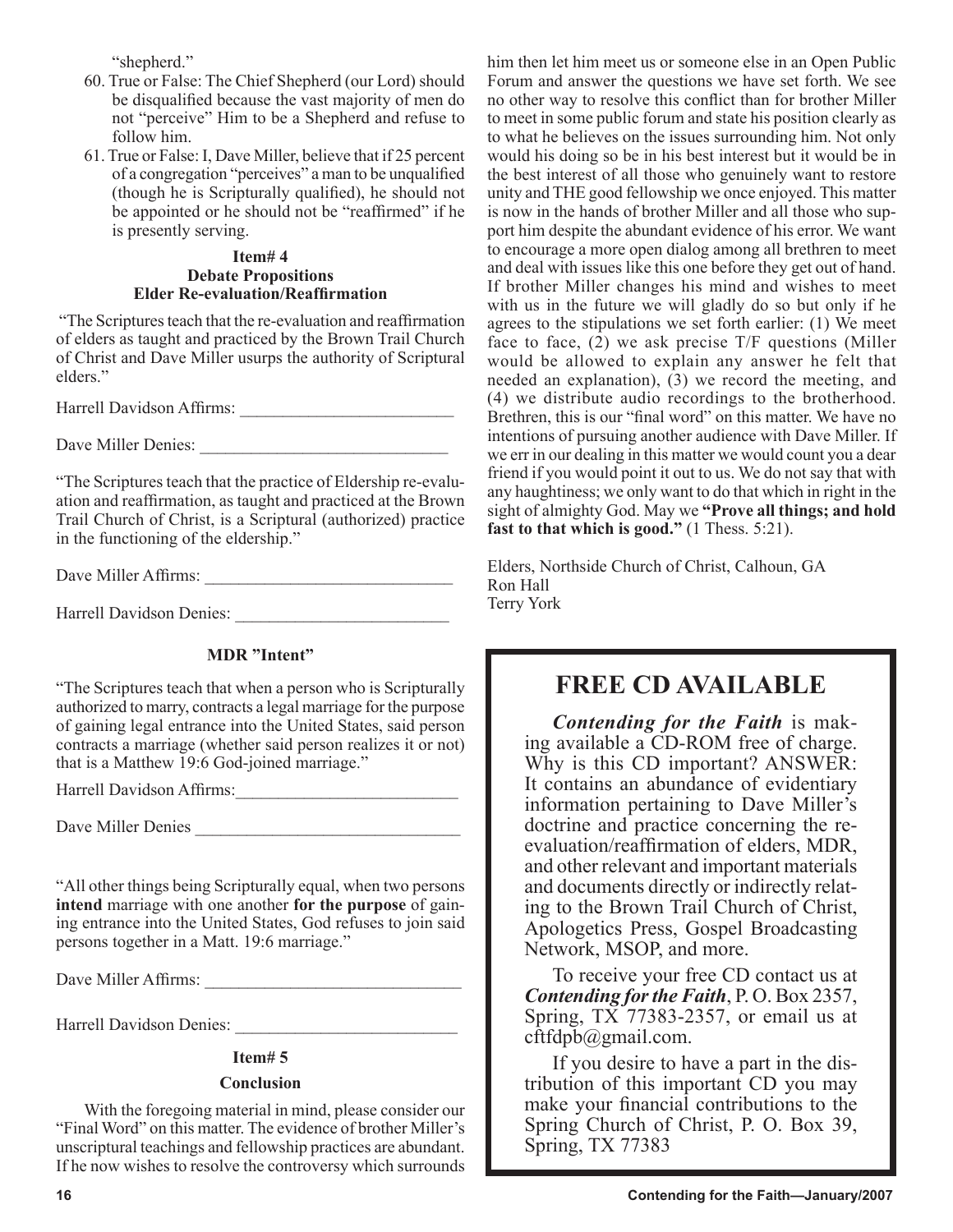"shepherd."

60. True or False: The Chief Shepherd (our Lord) should be disqualified because the vast majority of men do not "perceive" Him to be a Shepherd and refuse to follow him.
61. True or False: I, Dave Miller, believe that if 25 percent of a congregation "perceives" a man to be unqualified (though he is Scripturally qualified), he should not be appointed or he should not be "reaffirmed" if he is presently serving.

### Item# 4
### Debate Propositions
### Elder Re-evaluation/Reaffirmation

"The Scriptures teach that the re-evaluation and reaffirmation of elders as taught and practiced by the Brown Trail Church of Christ and Dave Miller usurps the authority of Scriptural elders."

Harrell Davidson Affirms: ________________________

Dave Miller Denies: ____________________________

"The Scriptures teach that the practice of Eldership re-evaluation and reaffirmation, as taught and practiced at the Brown Trail Church of Christ, is a Scriptural (authorized) practice in the functioning of the eldership."

Dave Miller Affirms: ____________________________

Harrell Davidson Denies: ________________________

### MDR "Intent"

"The Scriptures teach that when a person who is Scripturally authorized to marry, contracts a legal marriage for the purpose of gaining legal entrance into the United States, said person contracts a marriage (whether said person realizes it or not) that is a Matthew 19:6 God-joined marriage."

Harrell Davidson Affirms:_________________________

Dave Miller Denies ______________________________

"All other things being Scripturally equal, when two persons **intend** marriage with one another **for the purpose** of gaining entrance into the United States, God refuses to join said persons together in a Matt. 19:6 marriage."

Dave Miller Affirms: _____________________________

Harrell Davidson Denies: _________________________

### Item# 5
### Conclusion

With the foregoing material in mind, please consider our "Final Word" on this matter. The evidence of brother Miller's unscriptural teachings and fellowship practices are abundant. If he now wishes to resolve the controversy which surrounds him then let him meet us or someone else in an Open Public Forum and answer the questions we have set forth. We see no other way to resolve this conflict than for brother Miller to meet in some public forum and state his position clearly as to what he believes on the issues surrounding him. Not only would his doing so be in his best interest but it would be in the best interest of all those who genuinely want to restore unity and THE good fellowship we once enjoyed. This matter is now in the hands of brother Miller and all those who support him despite the abundant evidence of his error. We want to encourage a more open dialog among all brethren to meet and deal with issues like this one before they get out of hand. If brother Miller changes his mind and wishes to meet with us in the future we will gladly do so but only if he agrees to the stipulations we set forth earlier: (1) We meet face to face, (2) we ask precise T/F questions (Miller would be allowed to explain any answer he felt that needed an explanation), (3) we record the meeting, and (4) we distribute audio recordings to the brotherhood. Brethren, this is our "final word" on this matter. We have no intentions of pursuing another audience with Dave Miller. If we err in our dealing in this matter we would count you a dear friend if you would point it out to us. We do not say that with any haughtiness; we only want to do that which in right in the sight of almighty God. May we **"Prove all things; and hold fast to that which is good."** (1 Thess. 5:21).

Elders, Northside Church of Christ, Calhoun, GA
Ron Hall
Terry York

## FREE CD AVAILABLE

***Contending for the Faith*** is making available a CD-ROM free of charge. Why is this CD important? ANSWER: It contains an abundance of evidentiary information pertaining to Dave Miller's doctrine and practice concerning the re-evaluation/reaffirmation of elders, MDR, and other relevant and important materials and documents directly or indirectly relating to the Brown Trail Church of Christ, Apologetics Press, Gospel Broadcasting Network, MSOP, and more.

To receive your free CD contact us at ***Contending for the Faith***, P. O. Box 2357, Spring, TX 77383-2357, or email us at cftfdpb@gmail.com.

If you desire to have a part in the distribution of this important CD you may make your financial contributions to the Spring Church of Christ, P. O. Box 39, Spring, TX 77383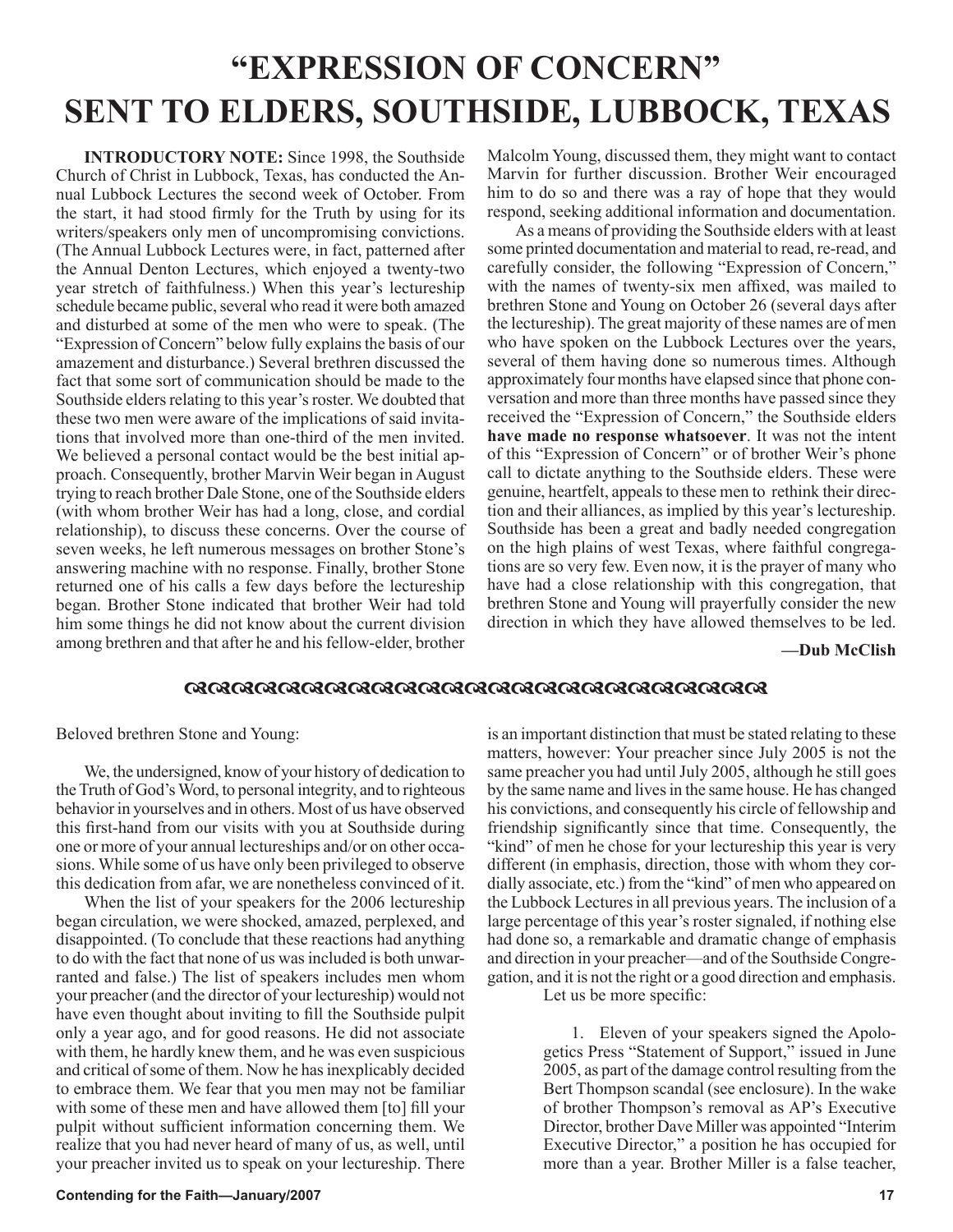# "EXPRESSION OF CONCERN" SENT TO ELDERS, SOUTHSIDE, LUBBOCK, TEXAS

**INTRODUCTORY NOTE:** Since 1998, the Southside Church of Christ in Lubbock, Texas, has conducted the Annual Lubbock Lectures the second week of October. From the start, it had stood firmly for the Truth by using for its writers/speakers only men of uncompromising convictions. (The Annual Lubbock Lectures were, in fact, patterned after the Annual Denton Lectures, which enjoyed a twenty-two year stretch of faithfulness.) When this year's lectureship schedule became public, several who read it were both amazed and disturbed at some of the men who were to speak. (The "Expression of Concern" below fully explains the basis of our amazement and disturbance.) Several brethren discussed the fact that some sort of communication should be made to the Southside elders relating to this year's roster. We doubted that these two men were aware of the implications of said invitations that involved more than one-third of the men invited. We believed a personal contact would be the best initial approach. Consequently, brother Marvin Weir began in August trying to reach brother Dale Stone, one of the Southside elders (with whom brother Weir has had a long, close, and cordial relationship), to discuss these concerns. Over the course of seven weeks, he left numerous messages on brother Stone's answering machine with no response. Finally, brother Stone returned one of his calls a few days before the lectureship began. Brother Stone indicated that brother Weir had told him some things he did not know about the current division among brethren and that after he and his fellow-elder, brother Malcolm Young, discussed them, they might want to contact Marvin for further discussion. Brother Weir encouraged him to do so and there was a ray of hope that they would respond, seeking additional information and documentation.

As a means of providing the Southside elders with at least some printed documentation and material to read, re-read, and carefully consider, the following "Expression of Concern," with the names of twenty-six men affixed, was mailed to brethren Stone and Young on October 26 (several days after the lectureship). The great majority of these names are of men who have spoken on the Lubbock Lectures over the years, several of them having done so numerous times. Although approximately four months have elapsed since that phone conversation and more than three months have passed since they received the "Expression of Concern," the Southside elders **have made no response whatsoever**. It was not the intent of this "Expression of Concern" or of brother Weir's phone call to dictate anything to the Southside elders. These were genuine, heartfelt, appeals to these men to rethink their direction and their alliances, as implied by this year's lectureship. Southside has been a great and badly needed congregation on the high plains of west Texas, where faithful congregations are so very few. Even now, it is the prayer of many who have had a close relationship with this congregation, that brethren Stone and Young will prayerfully consider the new direction in which they have allowed themselves to be led.

**—Dub McClish**

---

Beloved brethren Stone and Young:

We, the undersigned, know of your history of dedication to the Truth of God's Word, to personal integrity, and to righteous behavior in yourselves and in others. Most of us have observed this first-hand from our visits with you at Southside during one or more of your annual lectureships and/or on other occasions. While some of us have only been privileged to observe this dedication from afar, we are nonetheless convinced of it.

When the list of your speakers for the 2006 lectureship began circulation, we were shocked, amazed, perplexed, and disappointed. (To conclude that these reactions had anything to do with the fact that none of us was included is both unwarranted and false.) The list of speakers includes men whom your preacher (and the director of your lectureship) would not have even thought about inviting to fill the Southside pulpit only a year ago, and for good reasons. He did not associate with them, he hardly knew them, and he was even suspicious and critical of some of them. Now he has inexplicably decided to embrace them. We fear that you men may not be familiar with some of these men and have allowed them [to] fill your pulpit without sufficient information concerning them. We realize that you had never heard of many of us, as well, until your preacher invited us to speak on your lectureship. There is an important distinction that must be stated relating to these matters, however: Your preacher since July 2005 is not the same preacher you had until July 2005, although he still goes by the same name and lives in the same house. He has changed his convictions, and consequently his circle of fellowship and friendship significantly since that time. Consequently, the "kind" of men he chose for your lectureship this year is very different (in emphasis, direction, those with whom they cordially associate, etc.) from the "kind" of men who appeared on the Lubbock Lectures in all previous years. The inclusion of a large percentage of this year's roster signaled, if nothing else had done so, a remarkable and dramatic change of emphasis and direction in your preacher—and of the Southside Congregation, and it is not the right or a good direction and emphasis.

Let us be more specific:

1. Eleven of your speakers signed the Apologetics Press "Statement of Support," issued in June 2005, as part of the damage control resulting from the Bert Thompson scandal (see enclosure). In the wake of brother Thompson's removal as AP's Executive Director, brother Dave Miller was appointed "Interim Executive Director," a position he has occupied for more than a year. Brother Miller is a false teacher,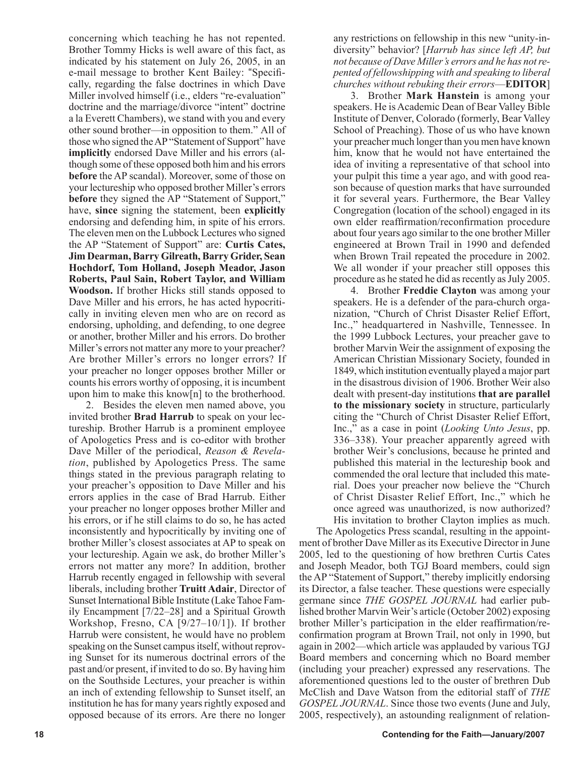concerning which teaching he has not repented. Brother Tommy Hicks is well aware of this fact, as indicated by his statement on July 26, 2005, in an e-mail message to brother Kent Bailey: "Specifically, regarding the false doctrines in which Dave Miller involved himself (i.e., elders "re-evaluation" doctrine and the marriage/divorce "intent" doctrine a la Everett Chambers), we stand with you and every other sound brother—in opposition to them." All of those who signed the AP "Statement of Support" have **implicitly** endorsed Dave Miller and his errors (although some of these opposed both him and his errors **before** the AP scandal). Moreover, some of those on your lectureship who opposed brother Miller's errors **before** they signed the AP "Statement of Support," have, **since** signing the statement, been **explicitly** endorsing and defending him, in spite of his errors. The eleven men on the Lubbock Lectures who signed the AP "Statement of Support" are: **Curtis Cates, Jim Dearman, Barry Gilreath, Barry Grider, Sean Hochdorf, Tom Holland, Joseph Meador, Jason Roberts, Paul Sain, Robert Taylor, and William Woodson.** If brother Hicks still stands opposed to Dave Miller and his errors, he has acted hypocritically in inviting eleven men who are on record as endorsing, upholding, and defending, to one degree or another, brother Miller and his errors. Do brother Miller's errors not matter any more to your preacher? Are brother Miller's errors no longer errors? If your preacher no longer opposes brother Miller or counts his errors worthy of opposing, it is incumbent upon him to make this know[n] to the brotherhood.

2. Besides the eleven men named above, you invited brother **Brad Harrub** to speak on your lectureship. Brother Harrub is a prominent employee of Apologetics Press and is co-editor with brother Dave Miller of the periodical, *Reason & Revelation*, published by Apologetics Press. The same things stated in the previous paragraph relating to your preacher's opposition to Dave Miller and his errors applies in the case of Brad Harrub. Either your preacher no longer opposes brother Miller and his errors, or if he still claims to do so, he has acted inconsistently and hypocritically by inviting one of brother Miller's closest associates at AP to speak on your lectureship. Again we ask, do brother Miller's errors not matter any more? In addition, brother Harrub recently engaged in fellowship with several liberals, including brother **Truitt Adair**, Director of Sunset International Bible Institute (Lake Tahoe Family Encampment [7/22–28] and a Spiritual Growth Workshop, Fresno, CA [9/27–10/1]). If brother Harrub were consistent, he would have no problem speaking on the Sunset campus itself, without reproving Sunset for its numerous doctrinal errors of the past and/or present, if invited to do so. By having him on the Southside Lectures, your preacher is within an inch of extending fellowship to Sunset itself, an institution he has for many years rightly exposed and opposed because of its errors. Are there no longer any restrictions on fellowship in this new "unity-in-diversity" behavior? [*Harrub has since left AP, but not because of Dave Miller's errors and he has not repented of fellowshipping with and speaking to liberal churches without rebuking their errors*—**EDITOR**]

3. Brother **Mark Hanstein** is among your speakers. He is Academic Dean of Bear Valley Bible Institute of Denver, Colorado (formerly, Bear Valley School of Preaching). Those of us who have known your preacher much longer than you men have known him, know that he would not have entertained the idea of inviting a representative of that school into your pulpit this time a year ago, and with good reason because of question marks that have surrounded it for several years. Furthermore, the Bear Valley Congregation (location of the school) engaged in its own elder reaffirmation/reconfirmation procedure about four years ago similar to the one brother Miller engineered at Brown Trail in 1990 and defended when Brown Trail repeated the procedure in 2002. We all wonder if your preacher still opposes this procedure as he stated he did as recently as July 2005.

4. Brother **Freddie Clayton** was among your speakers. He is a defender of the para-church organization, "Church of Christ Disaster Relief Effort, Inc.," headquartered in Nashville, Tennessee. In the 1999 Lubbock Lectures, your preacher gave to brother Marvin Weir the assignment of exposing the American Christian Missionary Society, founded in 1849, which institution eventually played a major part in the disastrous division of 1906. Brother Weir also dealt with present-day institutions **that are parallel to the missionary society** in structure, particularly citing the "Church of Christ Disaster Relief Effort, Inc.," as a case in point (*Looking Unto Jesus*, pp. 336–338). Your preacher apparently agreed with brother Weir's conclusions, because he printed and published this material in the lectureship book and commended the oral lecture that included this material. Does your preacher now believe the "Church of Christ Disaster Relief Effort, Inc.," which he once agreed was unauthorized, is now authorized? His invitation to brother Clayton implies as much.

The Apologetics Press scandal, resulting in the appointment of brother Dave Miller as its Executive Director in June 2005, led to the questioning of how brethren Curtis Cates and Joseph Meador, both TGJ Board members, could sign the AP "Statement of Support," thereby implicitly endorsing its Director, a false teacher. These questions were especially germane since *THE GOSPEL JOURNAL* had earlier published brother Marvin Weir's article (October 2002) exposing brother Miller's participation in the elder reaffirmation/reconfirmation program at Brown Trail, not only in 1990, but again in 2002—which article was applauded by various TGJ Board members and concerning which no Board member (including your preacher) expressed any reservations. The aforementioned questions led to the ouster of brethren Dub McClish and Dave Watson from the editorial staff of *THE GOSPEL JOURNAL*. Since those two events (June and July, 2005, respectively), an astounding realignment of relation-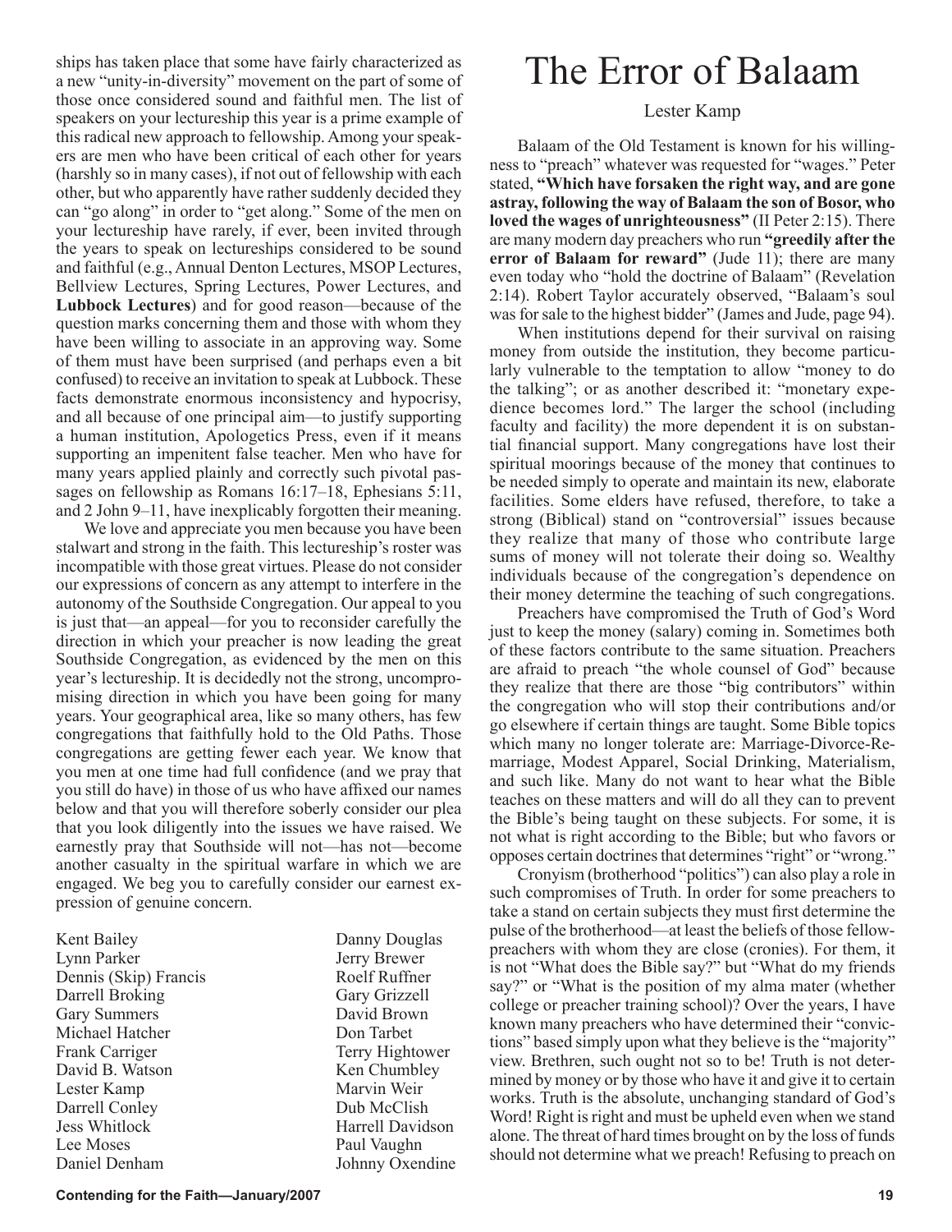ships has taken place that some have fairly characterized as a new "unity-in-diversity" movement on the part of some of those once considered sound and faithful men. The list of speakers on your lectureship this year is a prime example of this radical new approach to fellowship. Among your speakers are men who have been critical of each other for years (harshly so in many cases), if not out of fellowship with each other, but who apparently have rather suddenly decided they can "go along" in order to "get along." Some of the men on your lectureship have rarely, if ever, been invited through the years to speak on lectureships considered to be sound and faithful (e.g., Annual Denton Lectures, MSOP Lectures, Bellview Lectures, Spring Lectures, Power Lectures, and **Lubbock Lectures**) and for good reason—because of the question marks concerning them and those with whom they have been willing to associate in an approving way. Some of them must have been surprised (and perhaps even a bit confused) to receive an invitation to speak at Lubbock. These facts demonstrate enormous inconsistency and hypocrisy, and all because of one principal aim—to justify supporting a human institution, Apologetics Press, even if it means supporting an impenitent false teacher. Men who have for many years applied plainly and correctly such pivotal passages on fellowship as Romans 16:17–18, Ephesians 5:11, and 2 John 9–11, have inexplicably forgotten their meaning.

We love and appreciate you men because you have been stalwart and strong in the faith. This lectureship's roster was incompatible with those great virtues. Please do not consider our expressions of concern as any attempt to interfere in the autonomy of the Southside Congregation. Our appeal to you is just that—an appeal—for you to reconsider carefully the direction in which your preacher is now leading the great Southside Congregation, as evidenced by the men on this year's lectureship. It is decidedly not the strong, uncompromising direction in which you have been going for many years. Your geographical area, like so many others, has few congregations that faithfully hold to the Old Paths. Those congregations are getting fewer each year. We know that you men at one time had full confidence (and we pray that you still do have) in those of us who have affixed our names below and that you will therefore soberly consider our plea that you look diligently into the issues we have raised. We earnestly pray that Southside will not—has not—become another casualty in the spiritual warfare in which we are engaged. We beg you to carefully consider our earnest expression of genuine concern.

Kent Bailey
Lynn Parker
Dennis (Skip) Francis
Darrell Broking
Gary Summers
Michael Hatcher
Frank Carriger
David B. Watson
Lester Kamp
Darrell Conley
Jess Whitlock
Lee Moses
Daniel Denham
Danny Douglas
Jerry Brewer
Roelf Ruffner
Gary Grizzell
David Brown
Don Tarbet
Terry Hightower
Ken Chumbley
Marvin Weir
Dub McClish
Harrell Davidson
Paul Vaughn
Johnny Oxendine

# The Error of Balaam

Lester Kamp

Balaam of the Old Testament is known for his willingness to "preach" whatever was requested for "wages." Peter stated, **"Which have forsaken the right way, and are gone astray, following the way of Balaam the son of Bosor, who loved the wages of unrighteousness"** (II Peter 2:15). There are many modern day preachers who run **"greedily after the error of Balaam for reward"** (Jude 11); there are many even today who "hold the doctrine of Balaam" (Revelation 2:14). Robert Taylor accurately observed, "Balaam's soul was for sale to the highest bidder" (James and Jude, page 94).

When institutions depend for their survival on raising money from outside the institution, they become particularly vulnerable to the temptation to allow "money to do the talking"; or as another described it: "monetary expedience becomes lord." The larger the school (including faculty and facility) the more dependent it is on substantial financial support. Many congregations have lost their spiritual moorings because of the money that continues to be needed simply to operate and maintain its new, elaborate facilities. Some elders have refused, therefore, to take a strong (Biblical) stand on "controversial" issues because they realize that many of those who contribute large sums of money will not tolerate their doing so. Wealthy individuals because of the congregation's dependence on their money determine the teaching of such congregations.

Preachers have compromised the Truth of God's Word just to keep the money (salary) coming in. Sometimes both of these factors contribute to the same situation. Preachers are afraid to preach "the whole counsel of God" because they realize that there are those "big contributors" within the congregation who will stop their contributions and/or go elsewhere if certain things are taught. Some Bible topics which many no longer tolerate are: Marriage-Divorce-Remarriage, Modest Apparel, Social Drinking, Materialism, and such like. Many do not want to hear what the Bible teaches on these matters and will do all they can to prevent the Bible's being taught on these subjects. For some, it is not what is right according to the Bible; but who favors or opposes certain doctrines that determines "right" or "wrong."

Cronyism (brotherhood "politics") can also play a role in such compromises of Truth. In order for some preachers to take a stand on certain subjects they must first determine the pulse of the brotherhood—at least the beliefs of those fellow-preachers with whom they are close (cronies). For them, it is not "What does the Bible say?" but "What do my friends say?" or "What is the position of my alma mater (whether college or preacher training school)? Over the years, I have known many preachers who have determined their "convictions" based simply upon what they believe is the "majority" view. Brethren, such ought not so to be! Truth is not determined by money or by those who have it and give it to certain works. Truth is the absolute, unchanging standard of God's Word! Right is right and must be upheld even when we stand alone. The threat of hard times brought on by the loss of funds should not determine what we preach! Refusing to preach on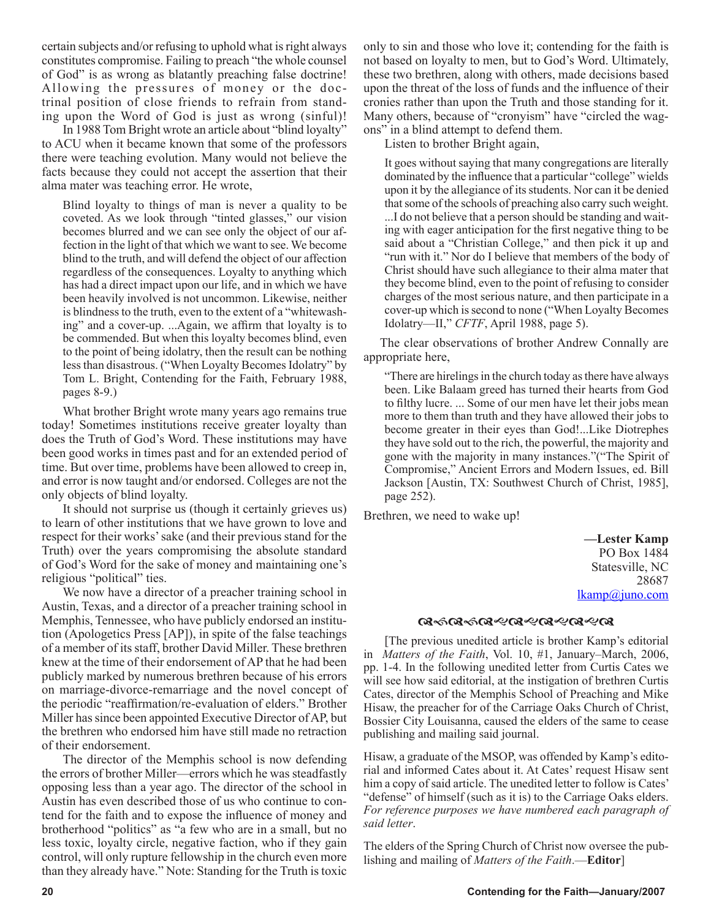certain subjects and/or refusing to uphold what is right always constitutes compromise. Failing to preach "the whole counsel of God" is as wrong as blatantly preaching false doctrine! Allowing the pressures of money or the doctrinal position of close friends to refrain from standing upon the Word of God is just as wrong (sinful)!

In 1988 Tom Bright wrote an article about "blind loyalty" to ACU when it became known that some of the professors there were teaching evolution. Many would not believe the facts because they could not accept the assertion that their alma mater was teaching error. He wrote,

> Blind loyalty to things of man is never a quality to be coveted. As we look through "tinted glasses," our vision becomes blurred and we can see only the object of our affection in the light of that which we want to see. We become blind to the truth, and will defend the object of our affection regardless of the consequences. Loyalty to anything which has had a direct impact upon our life, and in which we have been heavily involved is not uncommon. Likewise, neither is blindness to the truth, even to the extent of a "whitewashing" and a cover-up. ...Again, we affirm that loyalty is to be commended. But when this loyalty becomes blind, even to the point of being idolatry, then the result can be nothing less than disastrous. ("When Loyalty Becomes Idolatry" by Tom L. Bright, Contending for the Faith, February 1988, pages 8-9.)

What brother Bright wrote many years ago remains true today! Sometimes institutions receive greater loyalty than does the Truth of God's Word. These institutions may have been good works in times past and for an extended period of time. But over time, problems have been allowed to creep in, and error is now taught and/or endorsed. Colleges are not the only objects of blind loyalty.

It should not surprise us (though it certainly grieves us) to learn of other institutions that we have grown to love and respect for their works' sake (and their previous stand for the Truth) over the years compromising the absolute standard of God's Word for the sake of money and maintaining one's religious "political" ties.

We now have a director of a preacher training school in Austin, Texas, and a director of a preacher training school in Memphis, Tennessee, who have publicly endorsed an institution (Apologetics Press [AP]), in spite of the false teachings of a member of its staff, brother David Miller. These brethren knew at the time of their endorsement of AP that he had been publicly marked by numerous brethren because of his errors on marriage-divorce-remarriage and the novel concept of the periodic "reaffirmation/re-evaluation of elders." Brother Miller has since been appointed Executive Director of AP, but the brethren who endorsed him have still made no retraction of their endorsement.

The director of the Memphis school is now defending the errors of brother Miller—errors which he was steadfastly opposing less than a year ago. The director of the school in Austin has even described those of us who continue to contend for the faith and to expose the influence of money and brotherhood "politics" as "a few who are in a small, but no less toxic, loyalty circle, negative faction, who if they gain control, will only rupture fellowship in the church even more than they already have." Note: Standing for the Truth is toxic only to sin and those who love it; contending for the faith is not based on loyalty to men, but to God's Word. Ultimately, these two brethren, along with others, made decisions based upon the threat of the loss of funds and the influence of their cronies rather than upon the Truth and those standing for it. Many others, because of "cronyism" have "circled the wagons" in a blind attempt to defend them.

Listen to brother Bright again,

> It goes without saying that many congregations are literally dominated by the influence that a particular "college" wields upon it by the allegiance of its students. Nor can it be denied that some of the schools of preaching also carry such weight. ...I do not believe that a person should be standing and waiting with eager anticipation for the first negative thing to be said about a "Christian College," and then pick it up and "run with it." Nor do I believe that members of the body of Christ should have such allegiance to their alma mater that they become blind, even to the point of refusing to consider charges of the most serious nature, and then participate in a cover-up which is second to none ("When Loyalty Becomes Idolatry—II," *CFTF*, April 1988, page 5).

The clear observations of brother Andrew Connally are appropriate here,

> "There are hirelings in the church today as there have always been. Like Balaam greed has turned their hearts from God to filthy lucre. ... Some of our men have let their jobs mean more to them than truth and they have allowed their jobs to become greater in their eyes than God!...Like Diotrephes they have sold out to the rich, the powerful, the majority and gone with the majority in many instances."("The Spirit of Compromise," Ancient Errors and Modern Issues, ed. Bill Jackson [Austin, TX: Southwest Church of Christ, 1985], page 252).

Brethren, we need to wake up!

**—Lester Kamp**
PO Box 1484
Statesville, NC
28687
lkamp@juno.com

[The previous unedited article is brother Kamp's editorial in *Matters of the Faith*, Vol. 10, #1, January–March, 2006, pp. 1-4. In the following unedited letter from Curtis Cates we will see how said editorial, at the instigation of brethren Curtis Cates, director of the Memphis School of Preaching and Mike Hisaw, the preacher for of the Carriage Oaks Church of Christ, Bossier City Louisanna, caused the elders of the same to cease publishing and mailing said journal.

Hisaw, a graduate of the MSOP, was offended by Kamp's editorial and informed Cates about it. At Cates' request Hisaw sent him a copy of said article. The unedited letter to follow is Cates' "defense" of himself (such as it is) to the Carriage Oaks elders. *For reference purposes we have numbered each paragraph of said letter*.

The elders of the Spring Church of Christ now oversee the publishing and mailing of *Matters of the Faith*.—**Editor**]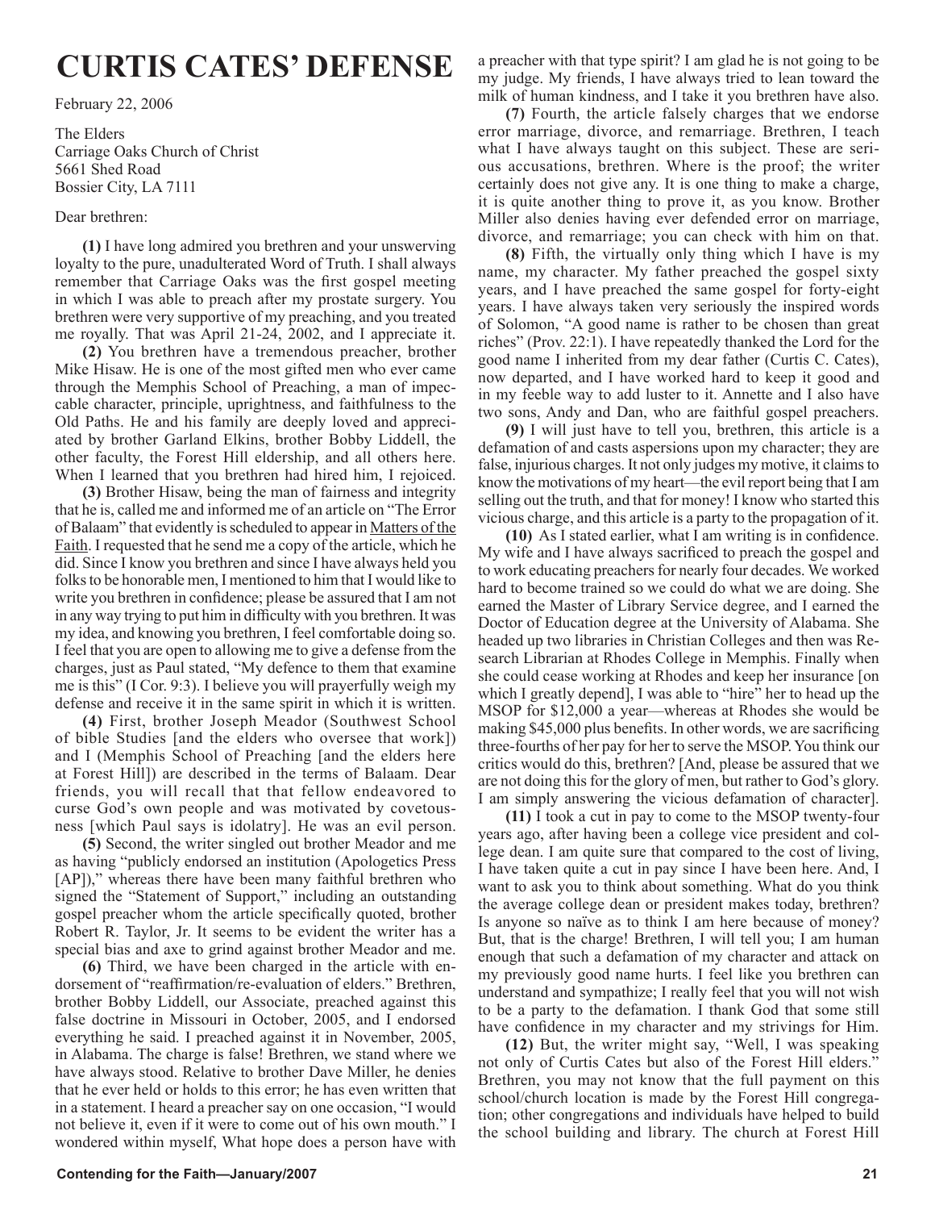# CURTIS CATES' DEFENSE

February 22, 2006

The Elders
Carriage Oaks Church of Christ
5661 Shed Road
Bossier City, LA 7111

Dear brethren:

**(1)** I have long admired you brethren and your unswerving loyalty to the pure, unadulterated Word of Truth. I shall always remember that Carriage Oaks was the first gospel meeting in which I was able to preach after my prostate surgery. You brethren were very supportive of my preaching, and you treated me royally. That was April 21-24, 2002, and I appreciate it.

**(2)** You brethren have a tremendous preacher, brother Mike Hisaw. He is one of the most gifted men who ever came through the Memphis School of Preaching, a man of impeccable character, principle, uprightness, and faithfulness to the Old Paths. He and his family are deeply loved and appreciated by brother Garland Elkins, brother Bobby Liddell, the other faculty, the Forest Hill eldership, and all others here. When I learned that you brethren had hired him, I rejoiced.

**(3)** Brother Hisaw, being the man of fairness and integrity that he is, called me and informed me of an article on "The Error of Balaam" that evidently is scheduled to appear in Matters of the Faith. I requested that he send me a copy of the article, which he did. Since I know you brethren and since I have always held you folks to be honorable men, I mentioned to him that I would like to write you brethren in confidence; please be assured that I am not in any way trying to put him in difficulty with you brethren. It was my idea, and knowing you brethren, I feel comfortable doing so. I feel that you are open to allowing me to give a defense from the charges, just as Paul stated, "My defence to them that examine me is this" (I Cor. 9:3). I believe you will prayerfully weigh my defense and receive it in the same spirit in which it is written.

**(4)** First, brother Joseph Meador (Southwest School of bible Studies [and the elders who oversee that work]) and I (Memphis School of Preaching [and the elders here at Forest Hill]) are described in the terms of Balaam. Dear friends, you will recall that that fellow endeavored to curse God's own people and was motivated by covetousness [which Paul says is idolatry]. He was an evil person.

**(5)** Second, the writer singled out brother Meador and me as having "publicly endorsed an institution (Apologetics Press [AP])," whereas there have been many faithful brethren who signed the "Statement of Support," including an outstanding gospel preacher whom the article specifically quoted, brother Robert R. Taylor, Jr. It seems to be evident the writer has a special bias and axe to grind against brother Meador and me.

**(6)** Third, we have been charged in the article with endorsement of "reaffirmation/re-evaluation of elders." Brethren, brother Bobby Liddell, our Associate, preached against this false doctrine in Missouri in October, 2005, and I endorsed everything he said. I preached against it in November, 2005, in Alabama. The charge is false! Brethren, we stand where we have always stood. Relative to brother Dave Miller, he denies that he ever held or holds to this error; he has even written that in a statement. I heard a preacher say on one occasion, "I would not believe it, even if it were to come out of his own mouth." I wondered within myself, What hope does a person have with a preacher with that type spirit? I am glad he is not going to be my judge. My friends, I have always tried to lean toward the milk of human kindness, and I take it you brethren have also.

**(7)** Fourth, the article falsely charges that we endorse error marriage, divorce, and remarriage. Brethren, I teach what I have always taught on this subject. These are serious accusations, brethren. Where is the proof; the writer certainly does not give any. It is one thing to make a charge, it is quite another thing to prove it, as you know. Brother Miller also denies having ever defended error on marriage, divorce, and remarriage; you can check with him on that.

**(8)** Fifth, the virtually only thing which I have is my name, my character. My father preached the gospel sixty years, and I have preached the same gospel for forty-eight years. I have always taken very seriously the inspired words of Solomon, "A good name is rather to be chosen than great riches" (Prov. 22:1). I have repeatedly thanked the Lord for the good name I inherited from my dear father (Curtis C. Cates), now departed, and I have worked hard to keep it good and in my feeble way to add luster to it. Annette and I also have two sons, Andy and Dan, who are faithful gospel preachers.

**(9)** I will just have to tell you, brethren, this article is a defamation of and casts aspersions upon my character; they are false, injurious charges. It not only judges my motive, it claims to know the motivations of my heart—the evil report being that I am selling out the truth, and that for money! I know who started this vicious charge, and this article is a party to the propagation of it.

**(10)** As I stated earlier, what I am writing is in confidence. My wife and I have always sacrificed to preach the gospel and to work educating preachers for nearly four decades. We worked hard to become trained so we could do what we are doing. She earned the Master of Library Service degree, and I earned the Doctor of Education degree at the University of Alabama. She headed up two libraries in Christian Colleges and then was Research Librarian at Rhodes College in Memphis. Finally when she could cease working at Rhodes and keep her insurance [on which I greatly depend], I was able to "hire" her to head up the MSOP for $12,000 a year—whereas at Rhodes she would be making $45,000 plus benefits. In other words, we are sacrificing three-fourths of her pay for her to serve the MSOP. You think our critics would do this, brethren? [And, please be assured that we are not doing this for the glory of men, but rather to God's glory. I am simply answering the vicious defamation of character].

**(11)** I took a cut in pay to come to the MSOP twenty-four years ago, after having been a college vice president and college dean. I am quite sure that compared to the cost of living, I have taken quite a cut in pay since I have been here. And, I want to ask you to think about something. What do you think the average college dean or president makes today, brethren? Is anyone so naïve as to think I am here because of money? But, that is the charge! Brethren, I will tell you; I am human enough that such a defamation of my character and attack on my previously good name hurts. I feel like you brethren can understand and sympathize; I really feel that you will not wish to be a party to the defamation. I thank God that some still have confidence in my character and my strivings for Him.

**(12)** But, the writer might say, "Well, I was speaking not only of Curtis Cates but also of the Forest Hill elders." Brethren, you may not know that the full payment on this school/church location is made by the Forest Hill congregation; other congregations and individuals have helped to build the school building and library. The church at Forest Hill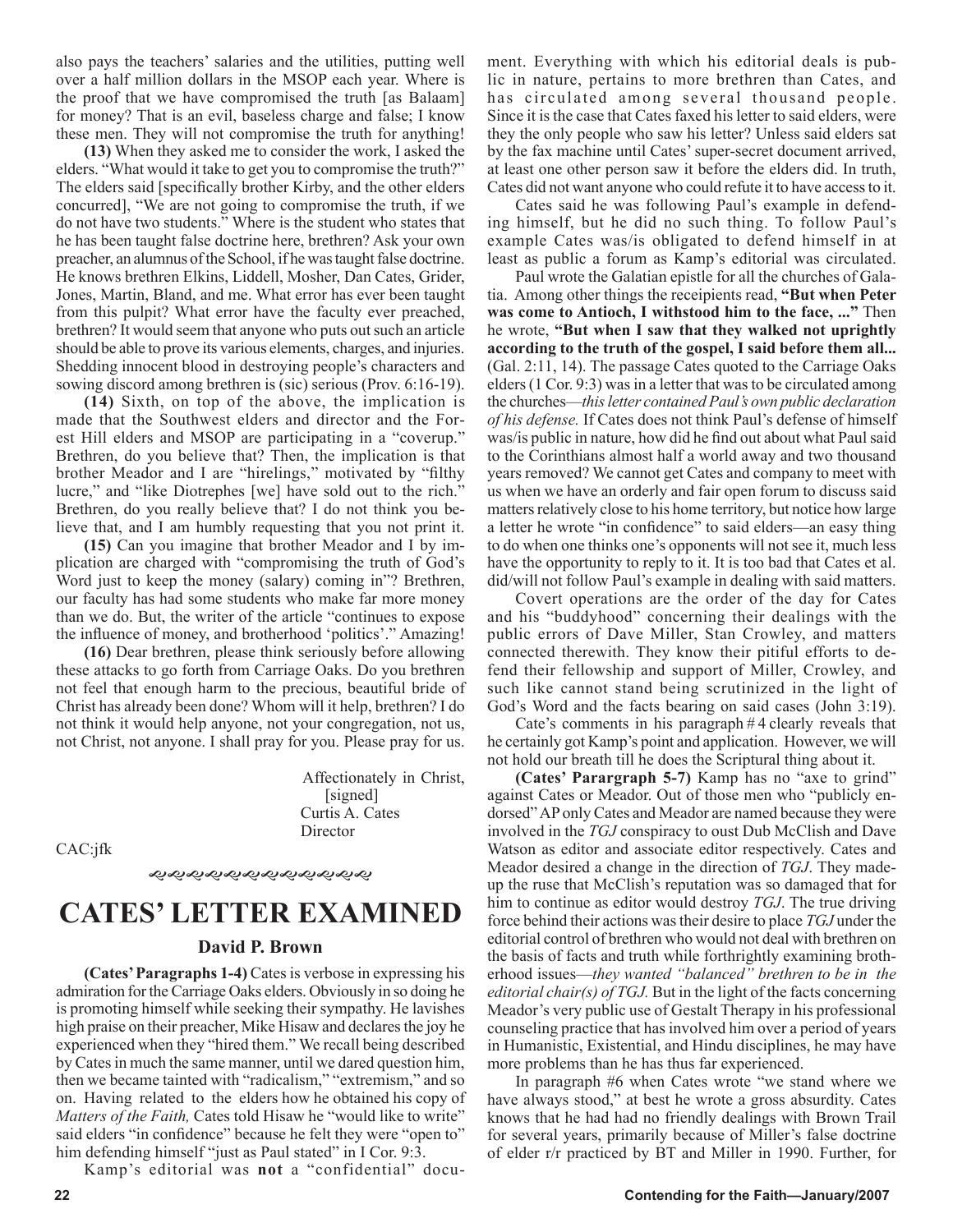also pays the teachers' salaries and the utilities, putting well over a half million dollars in the MSOP each year. Where is the proof that we have compromised the truth [as Balaam] for money? That is an evil, baseless charge and false; I know these men. They will not compromise the truth for anything!

**(13)** When they asked me to consider the work, I asked the elders. "What would it take to get you to compromise the truth?" The elders said [specifically brother Kirby, and the other elders concurred], "We are not going to compromise the truth, if we do not have two students." Where is the student who states that he has been taught false doctrine here, brethren? Ask your own preacher, an alumnus of the School, if he was taught false doctrine. He knows brethren Elkins, Liddell, Mosher, Dan Cates, Grider, Jones, Martin, Bland, and me. What error has ever been taught from this pulpit? What error have the faculty ever preached, brethren? It would seem that anyone who puts out such an article should be able to prove its various elements, charges, and injuries. Shedding innocent blood in destroying people's characters and sowing discord among brethren is (sic) serious (Prov. 6:16-19).

**(14)** Sixth, on top of the above, the implication is made that the Southwest elders and director and the Forest Hill elders and MSOP are participating in a "coverup." Brethren, do you believe that? Then, the implication is that brother Meador and I are "hirelings," motivated by "filthy lucre," and "like Diotrephes [we] have sold out to the rich." Brethren, do you really believe that? I do not think you believe that, and I am humbly requesting that you not print it.

**(15)** Can you imagine that brother Meador and I by implication are charged with "compromising the truth of God's Word just to keep the money (salary) coming in"? Brethren, our faculty has had some students who make far more money than we do. But, the writer of the article "continues to expose the influence of money, and brotherhood 'politics'." Amazing!

**(16)** Dear brethren, please think seriously before allowing these attacks to go forth from Carriage Oaks. Do you brethren not feel that enough harm to the precious, beautiful bride of Christ has already been done? Whom will it help, brethren? I do not think it would help anyone, not your congregation, not us, not Christ, not anyone. I shall pray for you. Please pray for us.

Affectionately in Christ,
[signed]
Curtis A. Cates
Director

CAC:jfk

# CATES' LETTER EXAMINED

### David P. Brown

**(Cates' Paragraphs 1-4)** Cates is verbose in expressing his admiration for the Carriage Oaks elders. Obviously in so doing he is promoting himself while seeking their sympathy. He lavishes high praise on their preacher, Mike Hisaw and declares the joy he experienced when they "hired them." We recall being described by Cates in much the same manner, until we dared question him, then we became tainted with "radicalism," "extremism," and so on. Having related to the elders how he obtained his copy of *Matters of the Faith,* Cates told Hisaw he "would like to write" said elders "in confidence" because he felt they were "open to" him defending himself "just as Paul stated" in I Cor. 9:3.

Kamp's editorial was **not** a "confidential" document. Everything with which his editorial deals is public in nature, pertains to more brethren than Cates, and has circulated among several thousand people. Since it is the case that Cates faxed his letter to said elders, were they the only people who saw his letter? Unless said elders sat by the fax machine until Cates' super-secret document arrived, at least one other person saw it before the elders did. In truth, Cates did not want anyone who could refute it to have access to it.

Cates said he was following Paul's example in defending himself, but he did no such thing. To follow Paul's example Cates was/is obligated to defend himself in at least as public a forum as Kamp's editorial was circulated.

Paul wrote the Galatian epistle for all the churches of Galatia. Among other things the receipients read, **"But when Peter was come to Antioch, I withstood him to the face, ..."** Then he wrote, **"But when I saw that they walked not uprightly according to the truth of the gospel, I said before them all...** (Gal. 2:11, 14). The passage Cates quoted to the Carriage Oaks elders (1 Cor. 9:3) was in a letter that was to be circulated among the churches—*this letter contained Paul's own public declaration of his defense.* If Cates does not think Paul's defense of himself was/is public in nature, how did he find out about what Paul said to the Corinthians almost half a world away and two thousand years removed? We cannot get Cates and company to meet with us when we have an orderly and fair open forum to discuss said matters relatively close to his home territory, but notice how large a letter he wrote "in confidence" to said elders—an easy thing to do when one thinks one's opponents will not see it, much less have the opportunity to reply to it. It is too bad that Cates et al. did/will not follow Paul's example in dealing with said matters.

Covert operations are the order of the day for Cates and his "buddyhood" concerning their dealings with the public errors of Dave Miller, Stan Crowley, and matters connected therewith. They know their pitiful efforts to defend their fellowship and support of Miller, Crowley, and such like cannot stand being scrutinized in the light of God's Word and the facts bearing on said cases (John 3:19).

Cate's comments in his paragraph # 4 clearly reveals that he certainly got Kamp's point and application. However, we will not hold our breath till he does the Scriptural thing about it.

**(Cates' Parargraph 5-7)** Kamp has no "axe to grind" against Cates or Meador. Out of those men who "publicly endorsed" AP only Cates and Meador are named because they were involved in the *TGJ* conspiracy to oust Dub McClish and Dave Watson as editor and associate editor respectively. Cates and Meador desired a change in the direction of *TGJ*. They made-up the ruse that McClish's reputation was so damaged that for him to continue as editor would destroy *TGJ*. The true driving force behind their actions was their desire to place *TGJ* under the editorial control of brethren who would not deal with brethren on the basis of facts and truth while forthrightly examining brotherhood issues—*they wanted "balanced" brethren to be in the editorial chair(s) of TGJ.* But in the light of the facts concerning Meador's very public use of Gestalt Therapy in his professional counseling practice that has involved him over a period of years in Humanistic, Existential, and Hindu disciplines, he may have more problems than he has thus far experienced.

In paragraph #6 when Cates wrote "we stand where we have always stood," at best he wrote a gross absurdity. Cates knows that he had had no friendly dealings with Brown Trail for several years, primarily because of Miller's false doctrine of elder r/r practiced by BT and Miller in 1990. Further, for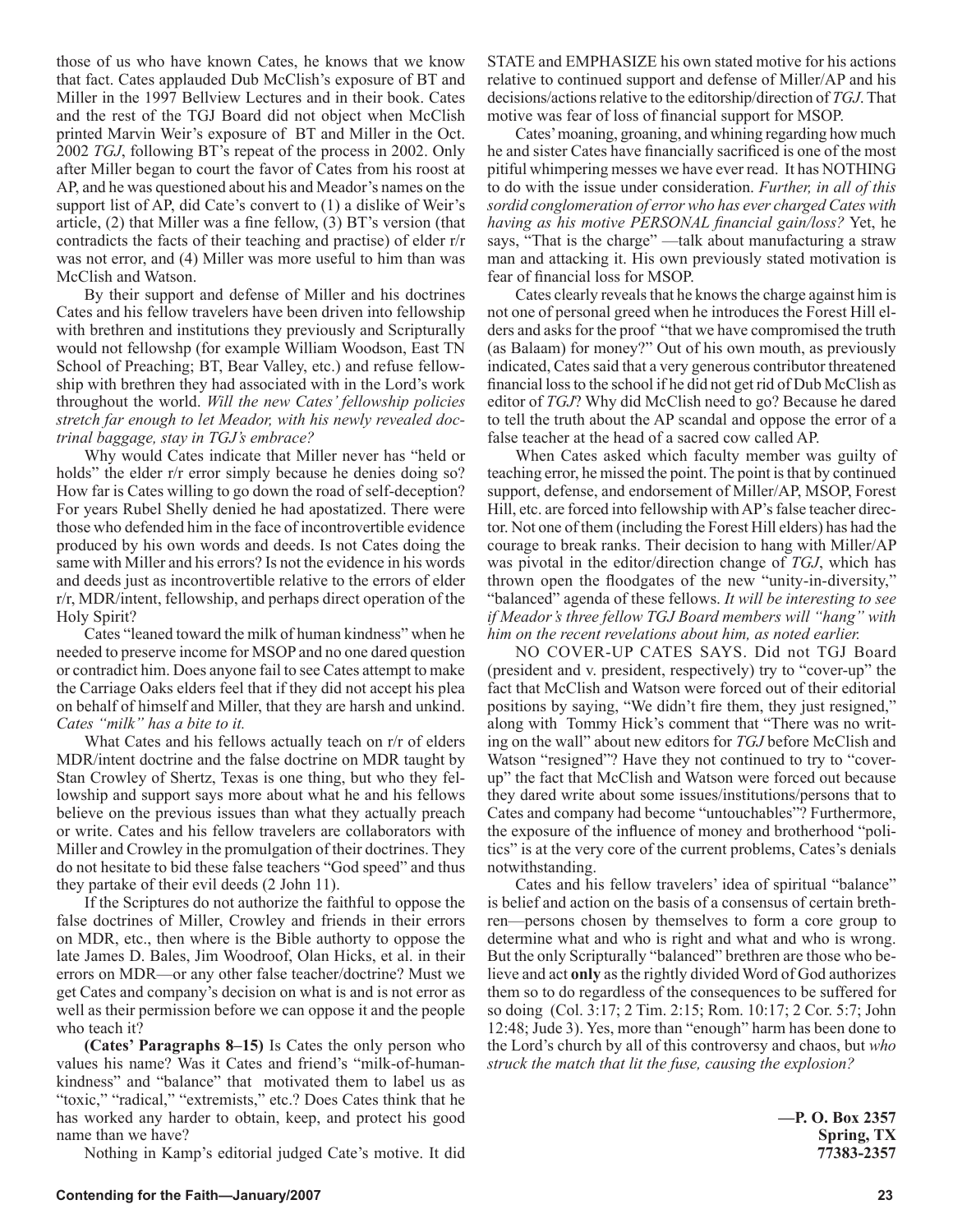those of us who have known Cates, he knows that we know that fact. Cates applauded Dub McClish's exposure of BT and Miller in the 1997 Bellview Lectures and in their book. Cates and the rest of the TGJ Board did not object when McClish printed Marvin Weir's exposure of BT and Miller in the Oct. 2002 *TGJ*, following BT's repeat of the process in 2002. Only after Miller began to court the favor of Cates from his roost at AP, and he was questioned about his and Meador's names on the support list of AP, did Cate's convert to (1) a dislike of Weir's article, (2) that Miller was a fine fellow, (3) BT's version (that contradicts the facts of their teaching and practise) of elder r/r was not error, and (4) Miller was more useful to him than was McClish and Watson.

By their support and defense of Miller and his doctrines Cates and his fellow travelers have been driven into fellowship with brethren and institutions they previously and Scripturally would not fellowshp (for example William Woodson, East TN School of Preaching; BT, Bear Valley, etc.) and refuse fellowship with brethren they had associated with in the Lord's work throughout the world. *Will the new Cates' fellowship policies stretch far enough to let Meador, with his newly revealed doctrinal baggage, stay in TGJ's embrace?*

Why would Cates indicate that Miller never has "held or holds" the elder r/r error simply because he denies doing so? How far is Cates willing to go down the road of self-deception? For years Rubel Shelly denied he had apostatized. There were those who defended him in the face of incontrovertible evidence produced by his own words and deeds. Is not Cates doing the same with Miller and his errors? Is not the evidence in his words and deeds just as incontrovertible relative to the errors of elder r/r, MDR/intent, fellowship, and perhaps direct operation of the Holy Spirit?

Cates "leaned toward the milk of human kindness" when he needed to preserve income for MSOP and no one dared question or contradict him. Does anyone fail to see Cates attempt to make the Carriage Oaks elders feel that if they did not accept his plea on behalf of himself and Miller, that they are harsh and unkind. *Cates "milk" has a bite to it.*

What Cates and his fellows actually teach on r/r of elders MDR/intent doctrine and the false doctrine on MDR taught by Stan Crowley of Shertz, Texas is one thing, but who they fellowship and support says more about what he and his fellows believe on the previous issues than what they actually preach or write. Cates and his fellow travelers are collaborators with Miller and Crowley in the promulgation of their doctrines. They do not hesitate to bid these false teachers "God speed" and thus they partake of their evil deeds (2 John 11).

If the Scriptures do not authorize the faithful to oppose the false doctrines of Miller, Crowley and friends in their errors on MDR, etc., then where is the Bible authorty to oppose the late James D. Bales, Jim Woodroof, Olan Hicks, et al. in their errors on MDR—or any other false teacher/doctrine? Must we get Cates and company's decision on what is and is not error as well as their permission before we can oppose it and the people who teach it?

**(Cates' Paragraphs 8–15)** Is Cates the only person who values his name? Was it Cates and friend's "milk-of-human-kindness" and "balance" that motivated them to label us as "toxic," "radical," "extremists," etc.? Does Cates think that he has worked any harder to obtain, keep, and protect his good name than we have?

Nothing in Kamp's editorial judged Cate's motive. It did STATE and EMPHASIZE his own stated motive for his actions relative to continued support and defense of Miller/AP and his decisions/actions relative to the editorship/direction of *TGJ*. That motive was fear of loss of financial support for MSOP.

Cates' moaning, groaning, and whining regarding how much he and sister Cates have financially sacrificed is one of the most pitiful whimpering messes we have ever read. It has NOTHING to do with the issue under consideration. *Further, in all of this sordid conglomeration of error who has ever charged Cates with having as his motive PERSONAL financial gain/loss?* Yet, he says, "That is the charge" —talk about manufacturing a straw man and attacking it. His own previously stated motivation is fear of financial loss for MSOP.

Cates clearly reveals that he knows the charge against him is not one of personal greed when he introduces the Forest Hill elders and asks for the proof "that we have compromised the truth (as Balaam) for money?" Out of his own mouth, as previously indicated, Cates said that a very generous contributor threatened financial loss to the school if he did not get rid of Dub McClish as editor of *TGJ*? Why did McClish need to go? Because he dared to tell the truth about the AP scandal and oppose the error of a false teacher at the head of a sacred cow called AP.

When Cates asked which faculty member was guilty of teaching error, he missed the point. The point is that by continued support, defense, and endorsement of Miller/AP, MSOP, Forest Hill, etc. are forced into fellowship with AP's false teacher director. Not one of them (including the Forest Hill elders) has had the courage to break ranks. Their decision to hang with Miller/AP was pivotal in the editor/direction change of *TGJ*, which has thrown open the floodgates of the new "unity-in-diversity," "balanced" agenda of these fellows. *It will be interesting to see if Meador's three fellow TGJ Board members will "hang" with him on the recent revelations about him, as noted earlier.*

NO COVER-UP CATES SAYS. Did not TGJ Board (president and v. president, respectively) try to "cover-up" the fact that McClish and Watson were forced out of their editorial positions by saying, "We didn't fire them, they just resigned," along with Tommy Hick's comment that "There was no writing on the wall" about new editors for *TGJ* before McClish and Watson "resigned"? Have they not continued to try to "cover-up" the fact that McClish and Watson were forced out because they dared write about some issues/institutions/persons that to Cates and company had become "untouchables"? Furthermore, the exposure of the influence of money and brotherhood "politics" is at the very core of the current problems, Cates's denials notwithstanding.

Cates and his fellow travelers' idea of spiritual "balance" is belief and action on the basis of a consensus of certain brethren—persons chosen by themselves to form a core group to determine what and who is right and what and who is wrong. But the only Scripturally "balanced" brethren are those who believe and act **only** as the rightly divided Word of God authorizes them so to do regardless of the consequences to be suffered for so doing (Col. 3:17; 2 Tim. 2:15; Rom. 10:17; 2 Cor. 5:7; John 12:48; Jude 3). Yes, more than "enough" harm has been done to the Lord's church by all of this controversy and chaos, but *who struck the match that lit the fuse, causing the explosion?*

**—P. O. Box 2357**
**Spring, TX**
**77383-2357**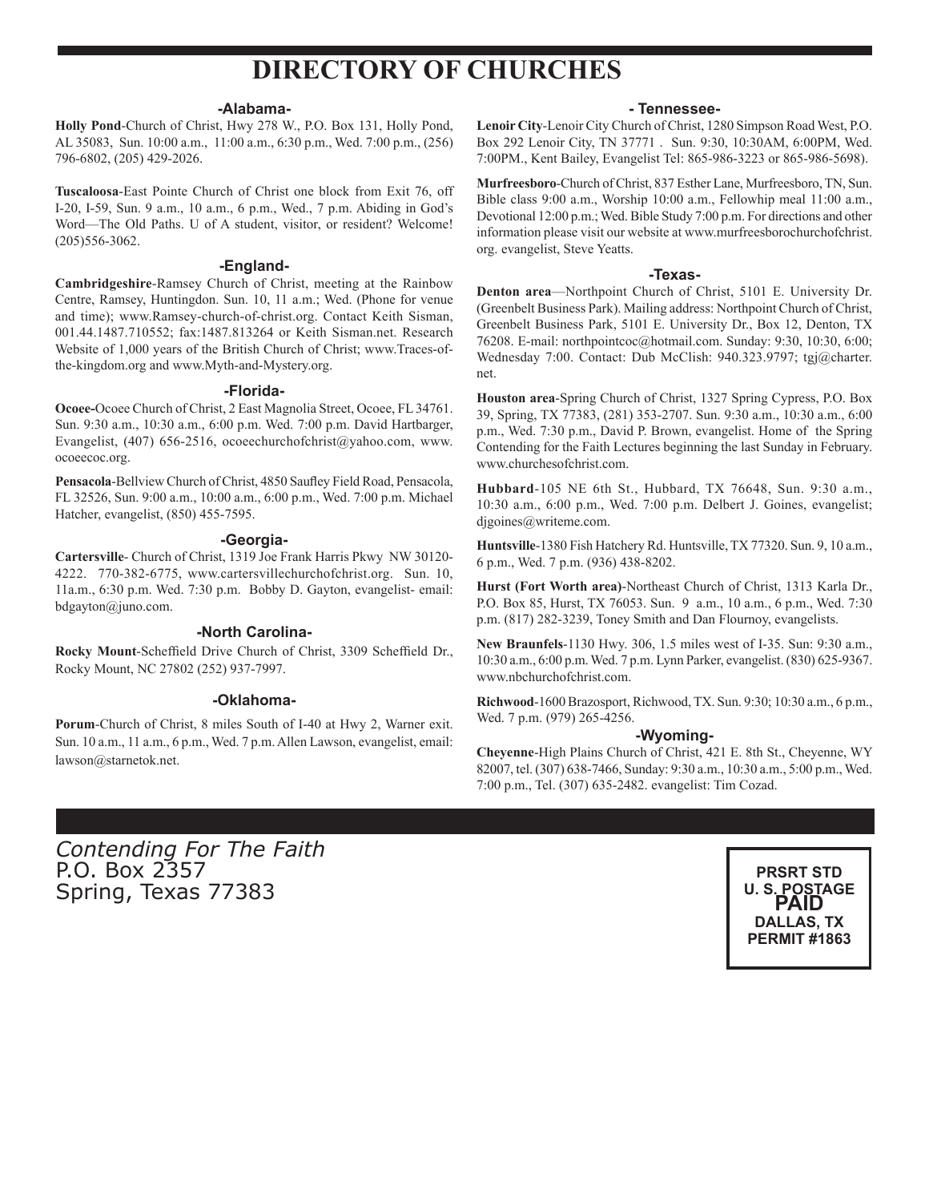# DIRECTORY OF CHURCHES

### -Alabama-

**Holly Pond**-Church of Christ, Hwy 278 W., P.O. Box 131, Holly Pond, AL 35083, Sun. 10:00 a.m., 11:00 a.m., 6:30 p.m., Wed. 7:00 p.m., (256) 796-6802, (205) 429-2026.

**Tuscaloosa**-East Pointe Church of Christ one block from Exit 76, off I-20, I-59, Sun. 9 a.m., 10 a.m., 6 p.m., Wed., 7 p.m. Abiding in God's Word—The Old Paths. U of A student, visitor, or resident? Welcome! (205)556-3062.

### -England-

**Cambridgeshire**-Ramsey Church of Christ, meeting at the Rainbow Centre, Ramsey, Huntingdon. Sun. 10, 11 a.m.; Wed. (Phone for venue and time); www.Ramsey-church-of-christ.org. Contact Keith Sisman, 001.44.1487.710552; fax:1487.813264 or Keith Sisman.net. Research Website of 1,000 years of the British Church of Christ; www.Traces-of-the-kingdom.org and www.Myth-and-Mystery.org.

### -Florida-

**Ocoee-**Ocoee Church of Christ, 2 East Magnolia Street, Ocoee, FL 34761. Sun. 9:30 a.m., 10:30 a.m., 6:00 p.m. Wed. 7:00 p.m. David Hartbarger, Evangelist, (407) 656-2516, ocoeechurchofchrist@yahoo.com, www.ocoeecoc.org.

**Pensacola**-Bellview Church of Christ, 4850 Saufley Field Road, Pensacola, FL 32526, Sun. 9:00 a.m., 10:00 a.m., 6:00 p.m., Wed. 7:00 p.m. Michael Hatcher, evangelist, (850) 455-7595.

### -Georgia-

**Cartersville**- Church of Christ, 1319 Joe Frank Harris Pkwy NW 30120-4222. 770-382-6775, www.cartersvillechurchofchrist.org. Sun. 10, 11a.m., 6:30 p.m. Wed. 7:30 p.m. Bobby D. Gayton, evangelist- email: bdgayton@juno.com.

### -North Carolina-

**Rocky Mount**-Scheffield Drive Church of Christ, 3309 Scheffield Dr., Rocky Mount, NC 27802 (252) 937-7997.

### -Oklahoma-

**Porum**-Church of Christ, 8 miles South of I-40 at Hwy 2, Warner exit. Sun. 10 a.m., 11 a.m., 6 p.m., Wed. 7 p.m. Allen Lawson, evangelist, email: lawson@starnetok.net.

### - Tennessee-

**Lenoir City**-Lenoir City Church of Christ, 1280 Simpson Road West, P.O. Box 292 Lenoir City, TN 37771 . Sun. 9:30, 10:30AM, 6:00PM, Wed. 7:00PM., Kent Bailey, Evangelist Tel: 865-986-3223 or 865-986-5698).

**Murfreesboro**-Church of Christ, 837 Esther Lane, Murfreesboro, TN, Sun. Bible class 9:00 a.m., Worship 10:00 a.m., Fellowhip meal 11:00 a.m., Devotional 12:00 p.m.; Wed. Bible Study 7:00 p.m. For directions and other information please visit our website at www.murfreesborochurchofchrist.org. evangelist, Steve Yeatts.

### -Texas-

**Denton area**—Northpoint Church of Christ, 5101 E. University Dr. (Greenbelt Business Park). Mailing address: Northpoint Church of Christ, Greenbelt Business Park, 5101 E. University Dr., Box 12, Denton, TX 76208. E-mail: northpointcoc@hotmail.com. Sunday: 9:30, 10:30, 6:00; Wednesday 7:00. Contact: Dub McClish: 940.323.9797; tgj@charter.net.

**Houston area**-Spring Church of Christ, 1327 Spring Cypress, P.O. Box 39, Spring, TX 77383, (281) 353-2707. Sun. 9:30 a.m., 10:30 a.m., 6:00 p.m., Wed. 7:30 p.m., David P. Brown, evangelist. Home of the Spring Contending for the Faith Lectures beginning the last Sunday in February. www.churchesofchrist.com.

**Hubbard**-105 NE 6th St., Hubbard, TX 76648, Sun. 9:30 a.m., 10:30 a.m., 6:00 p.m., Wed. 7:00 p.m. Delbert J. Goines, evangelist; djgoines@writeme.com.

**Huntsville**-1380 Fish Hatchery Rd. Huntsville, TX 77320. Sun. 9, 10 a.m., 6 p.m., Wed. 7 p.m. (936) 438-8202.

**Hurst (Fort Worth area)**-Northeast Church of Christ, 1313 Karla Dr., P.O. Box 85, Hurst, TX 76053. Sun. 9 a.m., 10 a.m., 6 p.m., Wed. 7:30 p.m. (817) 282-3239, Toney Smith and Dan Flournoy, evangelists.

**New Braunfels**-1130 Hwy. 306, 1.5 miles west of I-35. Sun: 9:30 a.m., 10:30 a.m., 6:00 p.m. Wed. 7 p.m. Lynn Parker, evangelist. (830) 625-9367. www.nbchurchofchrist.com.

**Richwood**-1600 Brazosport, Richwood, TX. Sun. 9:30; 10:30 a.m., 6 p.m., Wed. 7 p.m. (979) 265-4256.

### -Wyoming-

**Cheyenne**-High Plains Church of Christ, 421 E. 8th St., Cheyenne, WY 82007, tel. (307) 638-7466, Sunday: 9:30 a.m., 10:30 a.m., 5:00 p.m., Wed. 7:00 p.m., Tel. (307) 635-2482. evangelist: Tim Cozad.

---

*Contending For The Faith*
P.O. Box 2357
Spring, Texas 77383

**PRSRT STD**
**U. S. POSTAGE**
**PAID**
**DALLAS, TX**
**PERMIT #1863**